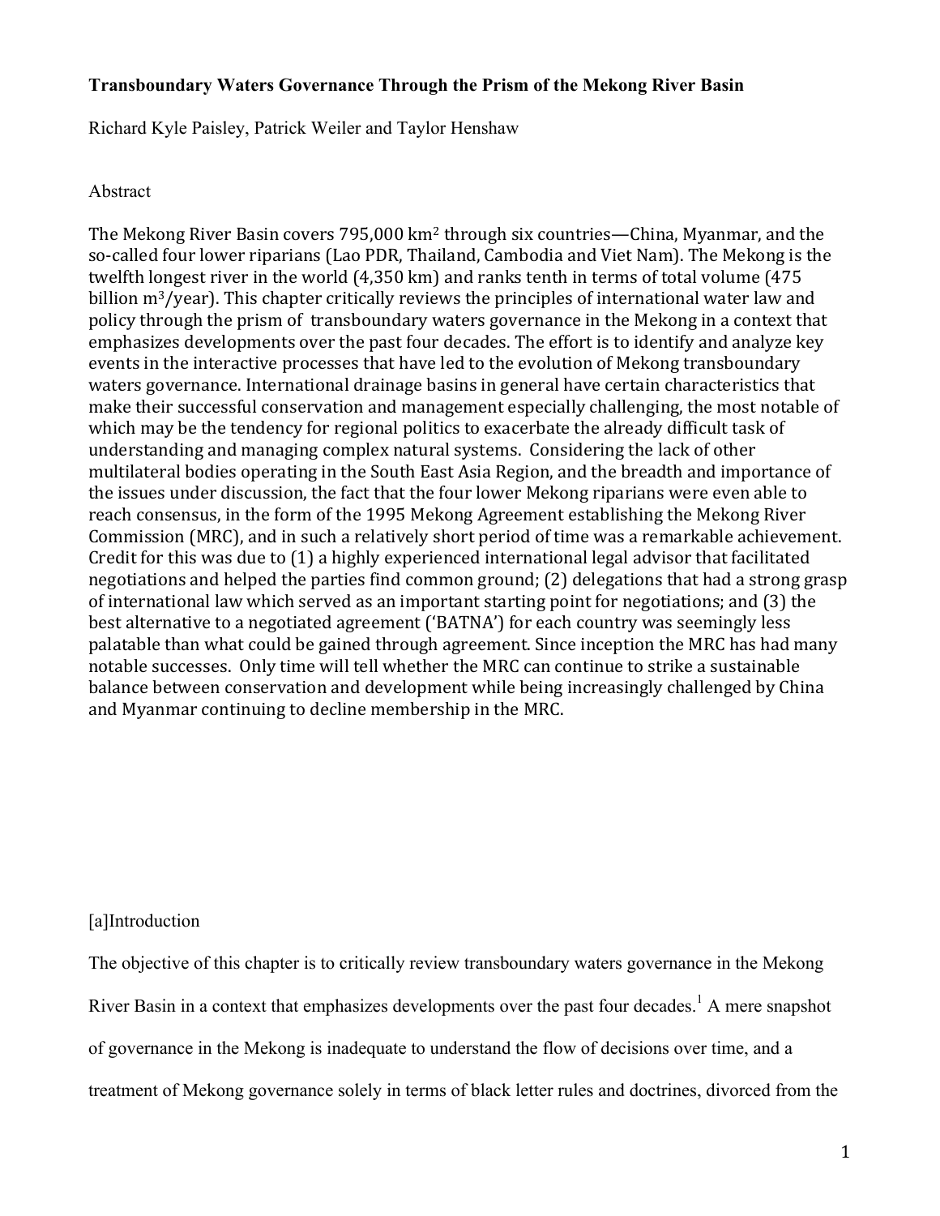**Transboundary Waters Governance Through the Prism of the Mekong River Basin**

Richard Kyle Paisley, Patrick Weiler and Taylor Henshaw

Abstract

The Mekong River Basin covers 795,000 km$^2$ through six countries—China, Myanmar, and the so-called four lower riparians (Lao PDR, Thailand, Cambodia and Viet Nam). The Mekong is the twelfth longest river in the world (4,350 km) and ranks tenth in terms of total volume (475 billion m$^3$/year). This chapter critically reviews the principles of international water law and policy through the prism of transboundary waters governance in the Mekong in a context that emphasizes developments over the past four decades. The effort is to identify and analyze key events in the interactive processes that have led to the evolution of Mekong transboundary waters governance. International drainage basins in general have certain characteristics that make their successful conservation and management especially challenging, the most notable of which may be the tendency for regional politics to exacerbate the already difficult task of understanding and managing complex natural systems. Considering the lack of other multilateral bodies operating in the South East Asia Region, and the breadth and importance of the issues under discussion, the fact that the four lower Mekong riparians were even able to reach consensus, in the form of the 1995 Mekong Agreement establishing the Mekong River Commission (MRC), and in such a relatively short period of time was a remarkable achievement. Credit for this was due to (1) a highly experienced international legal advisor that facilitated negotiations and helped the parties find common ground; (2) delegations that had a strong grasp of international law which served as an important starting point for negotiations; and (3) the best alternative to a negotiated agreement ('BATNA') for each country was seemingly less palatable than what could be gained through agreement. Since inception the MRC has had many notable successes. Only time will tell whether the MRC can continue to strike a sustainable balance between conservation and development while being increasingly challenged by China and Myanmar continuing to decline membership in the MRC.

## Introduction

The objective of this chapter is to critically review transboundary waters governance in the Mekong River Basin in a context that emphasizes developments over the past four decades.[1] A mere snapshot of governance in the Mekong is inadequate to understand the flow of decisions over time, and a treatment of Mekong governance solely in terms of black letter rules and doctrines, divorced from the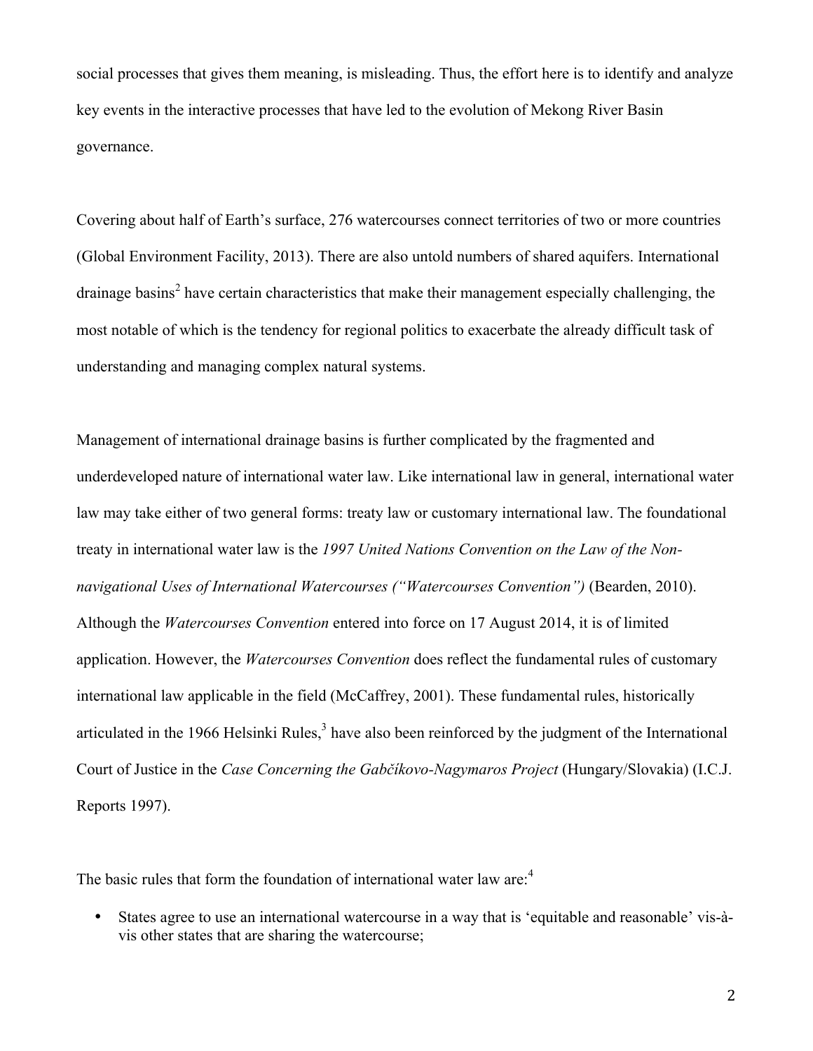social processes that gives them meaning, is misleading. Thus, the effort here is to identify and analyze key events in the interactive processes that have led to the evolution of Mekong River Basin governance.

Covering about half of Earth's surface, 276 watercourses connect territories of two or more countries (Global Environment Facility, 2013). There are also untold numbers of shared aquifers. International drainage basins[2] have certain characteristics that make their management especially challenging, the most notable of which is the tendency for regional politics to exacerbate the already difficult task of understanding and managing complex natural systems.

Management of international drainage basins is further complicated by the fragmented and underdeveloped nature of international water law. Like international law in general, international water law may take either of two general forms: treaty law or customary international law. The foundational treaty in international water law is the *1997 United Nations Convention on the Law of the Non-navigational Uses of International Watercourses ("Watercourses Convention")* (Bearden, 2010). Although the *Watercourses Convention* entered into force on 17 August 2014, it is of limited application. However, the *Watercourses Convention* does reflect the fundamental rules of customary international law applicable in the field (McCaffrey, 2001). These fundamental rules, historically articulated in the 1966 Helsinki Rules,[3] have also been reinforced by the judgment of the International Court of Justice in the *Case Concerning the Gabčíkovo-Nagymaros Project* (Hungary/Slovakia) (I.C.J. Reports 1997).

The basic rules that form the foundation of international water law are:[4]

- States agree to use an international watercourse in a way that is 'equitable and reasonable' vis-à-vis other states that are sharing the watercourse;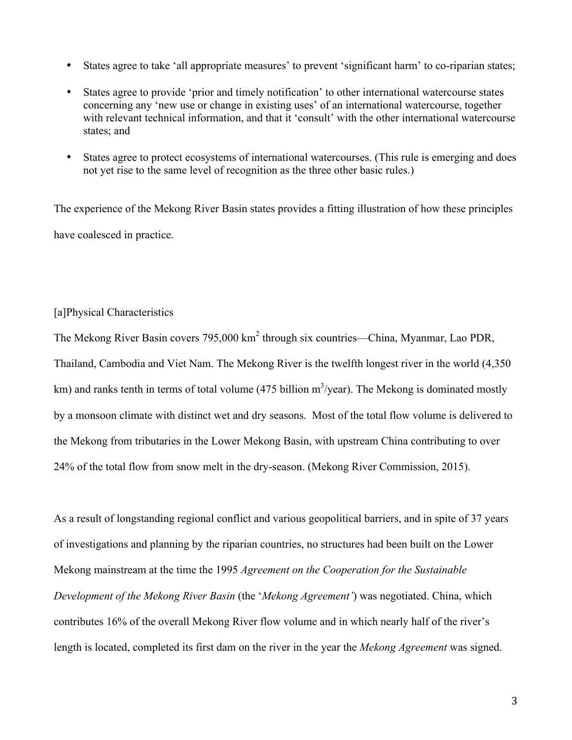- States agree to take 'all appropriate measures' to prevent 'significant harm' to co-riparian states;
- States agree to provide 'prior and timely notification' to other international watercourse states concerning any 'new use or change in existing uses' of an international watercourse, together with relevant technical information, and that it 'consult' with the other international watercourse states; and
- States agree to protect ecosystems of international watercourses. (This rule is emerging and does not yet rise to the same level of recognition as the three other basic rules.)

The experience of the Mekong River Basin states provides a fitting illustration of how these principles have coalesced in practice.

## [a]Physical Characteristics

The Mekong River Basin covers 795,000 km$^2$ through six countries—China, Myanmar, Lao PDR, Thailand, Cambodia and Viet Nam. The Mekong River is the twelfth longest river in the world (4,350 km) and ranks tenth in terms of total volume (475 billion m$^3$/year). The Mekong is dominated mostly by a monsoon climate with distinct wet and dry seasons. Most of the total flow volume is delivered to the Mekong from tributaries in the Lower Mekong Basin, with upstream China contributing to over 24% of the total flow from snow melt in the dry-season. (Mekong River Commission, 2015).

As a result of longstanding regional conflict and various geopolitical barriers, and in spite of 37 years of investigations and planning by the riparian countries, no structures had been built on the Lower Mekong mainstream at the time the 1995 *Agreement on the Cooperation for the Sustainable Development of the Mekong River Basin* (the '*Mekong Agreement'*) was negotiated. China, which contributes 16% of the overall Mekong River flow volume and in which nearly half of the river's length is located, completed its first dam on the river in the year the *Mekong Agreement* was signed.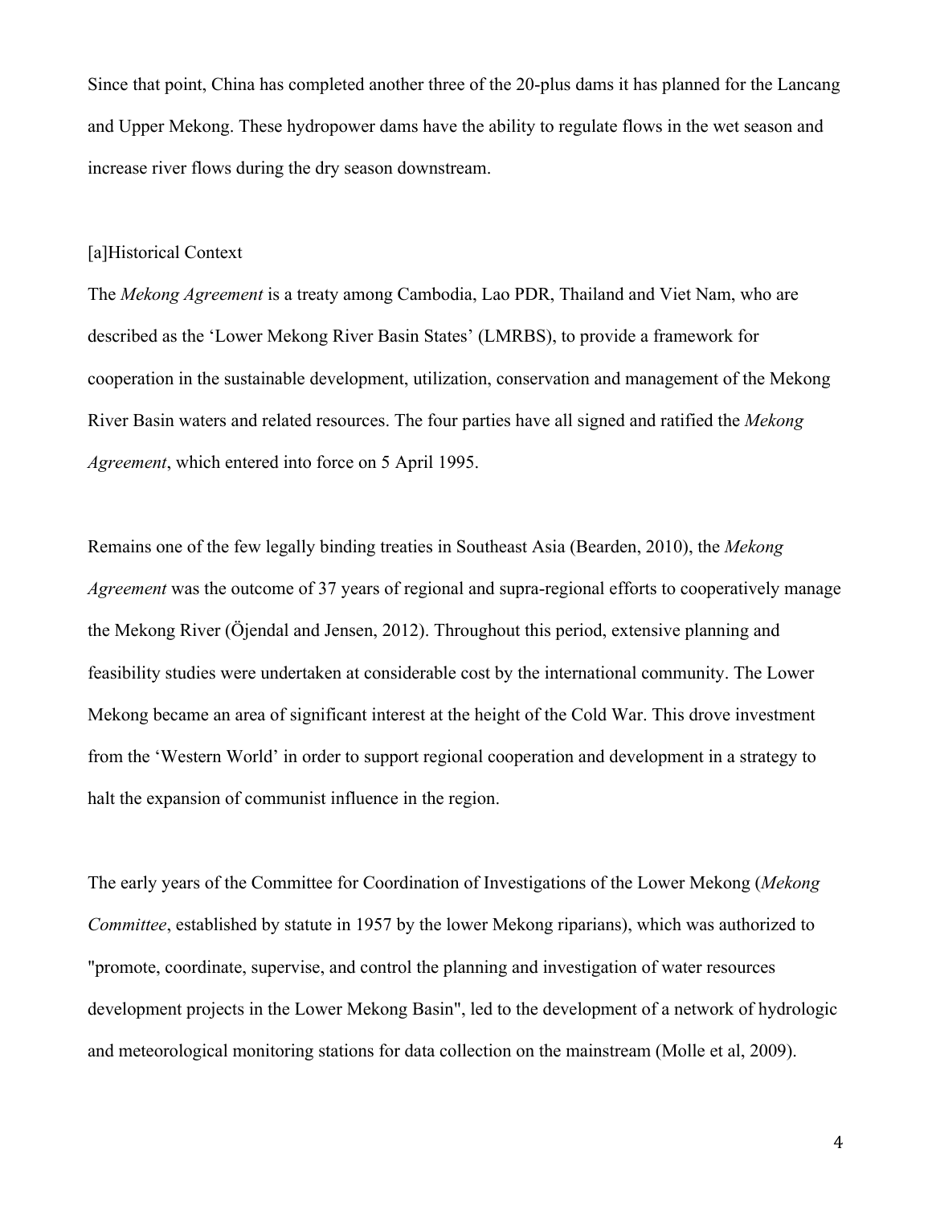Since that point, China has completed another three of the 20-plus dams it has planned for the Lancang and Upper Mekong. These hydropower dams have the ability to regulate flows in the wet season and increase river flows during the dry season downstream.

## [a]Historical Context

The *Mekong Agreement* is a treaty among Cambodia, Lao PDR, Thailand and Viet Nam, who are described as the 'Lower Mekong River Basin States' (LMRBS), to provide a framework for cooperation in the sustainable development, utilization, conservation and management of the Mekong River Basin waters and related resources. The four parties have all signed and ratified the *Mekong Agreement*, which entered into force on 5 April 1995.

Remains one of the few legally binding treaties in Southeast Asia (Bearden, 2010), the *Mekong Agreement* was the outcome of 37 years of regional and supra-regional efforts to cooperatively manage the Mekong River (Öjendal and Jensen, 2012). Throughout this period, extensive planning and feasibility studies were undertaken at considerable cost by the international community. The Lower Mekong became an area of significant interest at the height of the Cold War. This drove investment from the 'Western World' in order to support regional cooperation and development in a strategy to halt the expansion of communist influence in the region.

The early years of the Committee for Coordination of Investigations of the Lower Mekong (*Mekong Committee*, established by statute in 1957 by the lower Mekong riparians), which was authorized to "promote, coordinate, supervise, and control the planning and investigation of water resources development projects in the Lower Mekong Basin", led to the development of a network of hydrologic and meteorological monitoring stations for data collection on the mainstream (Molle et al, 2009).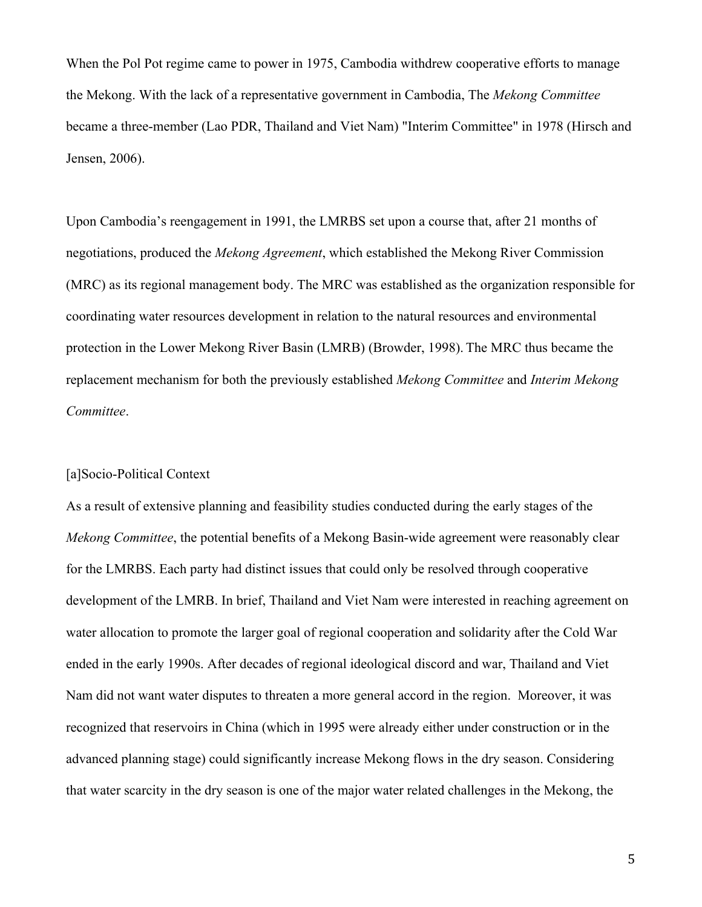When the Pol Pot regime came to power in 1975, Cambodia withdrew cooperative efforts to manage the Mekong. With the lack of a representative government in Cambodia, The *Mekong Committee* became a three-member (Lao PDR, Thailand and Viet Nam) "Interim Committee" in 1978 (Hirsch and Jensen, 2006).

Upon Cambodia's reengagement in 1991, the LMRBS set upon a course that, after 21 months of negotiations, produced the *Mekong Agreement*, which established the Mekong River Commission (MRC) as its regional management body. The MRC was established as the organization responsible for coordinating water resources development in relation to the natural resources and environmental protection in the Lower Mekong River Basin (LMRB) (Browder, 1998). The MRC thus became the replacement mechanism for both the previously established *Mekong Committee* and *Interim Mekong Committee*.

## [a]Socio-Political Context

As a result of extensive planning and feasibility studies conducted during the early stages of the *Mekong Committee*, the potential benefits of a Mekong Basin-wide agreement were reasonably clear for the LMRBS. Each party had distinct issues that could only be resolved through cooperative development of the LMRB. In brief, Thailand and Viet Nam were interested in reaching agreement on water allocation to promote the larger goal of regional cooperation and solidarity after the Cold War ended in the early 1990s. After decades of regional ideological discord and war, Thailand and Viet Nam did not want water disputes to threaten a more general accord in the region. Moreover, it was recognized that reservoirs in China (which in 1995 were already either under construction or in the advanced planning stage) could significantly increase Mekong flows in the dry season. Considering that water scarcity in the dry season is one of the major water related challenges in the Mekong, the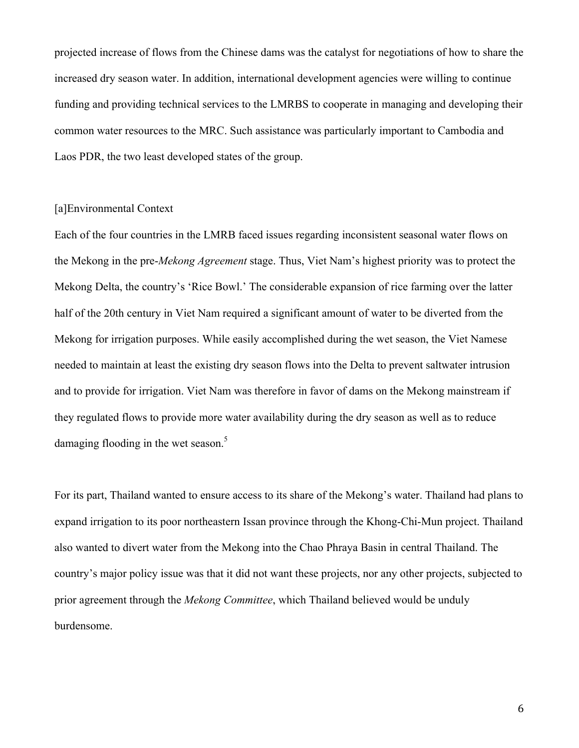projected increase of flows from the Chinese dams was the catalyst for negotiations of how to share the increased dry season water. In addition, international development agencies were willing to continue funding and providing technical services to the LMRBS to cooperate in managing and developing their common water resources to the MRC. Such assistance was particularly important to Cambodia and Laos PDR, the two least developed states of the group.

## [a]Environmental Context

Each of the four countries in the LMRB faced issues regarding inconsistent seasonal water flows on the Mekong in the pre-*Mekong Agreement* stage. Thus, Viet Nam's highest priority was to protect the Mekong Delta, the country's 'Rice Bowl.' The considerable expansion of rice farming over the latter half of the 20th century in Viet Nam required a significant amount of water to be diverted from the Mekong for irrigation purposes. While easily accomplished during the wet season, the Viet Namese needed to maintain at least the existing dry season flows into the Delta to prevent saltwater intrusion and to provide for irrigation. Viet Nam was therefore in favor of dams on the Mekong mainstream if they regulated flows to provide more water availability during the dry season as well as to reduce damaging flooding in the wet season.[5]

For its part, Thailand wanted to ensure access to its share of the Mekong's water. Thailand had plans to expand irrigation to its poor northeastern Issan province through the Khong-Chi-Mun project. Thailand also wanted to divert water from the Mekong into the Chao Phraya Basin in central Thailand. The country's major policy issue was that it did not want these projects, nor any other projects, subjected to prior agreement through the *Mekong Committee*, which Thailand believed would be unduly burdensome.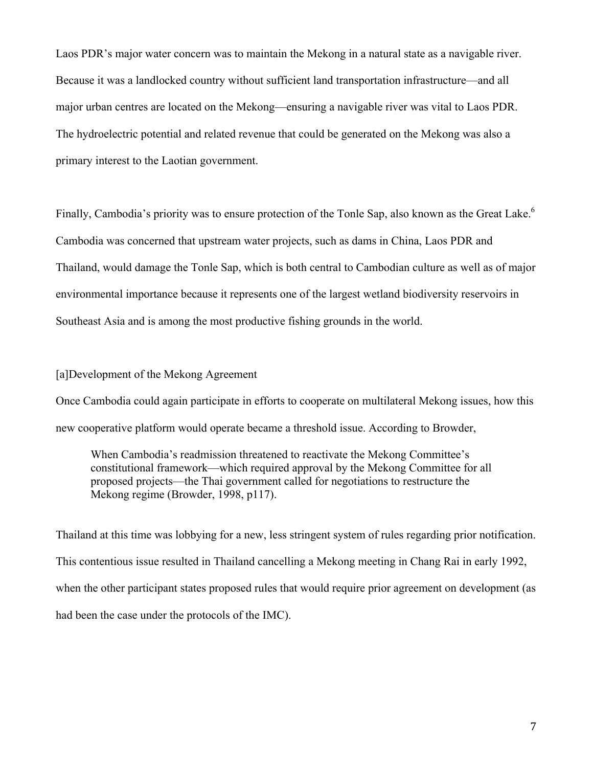Laos PDR's major water concern was to maintain the Mekong in a natural state as a navigable river. Because it was a landlocked country without sufficient land transportation infrastructure—and all major urban centres are located on the Mekong—ensuring a navigable river was vital to Laos PDR. The hydroelectric potential and related revenue that could be generated on the Mekong was also a primary interest to the Laotian government.

Finally, Cambodia's priority was to ensure protection of the Tonle Sap, also known as the Great Lake.[6] Cambodia was concerned that upstream water projects, such as dams in China, Laos PDR and Thailand, would damage the Tonle Sap, which is both central to Cambodian culture as well as of major environmental importance because it represents one of the largest wetland biodiversity reservoirs in Southeast Asia and is among the most productive fishing grounds in the world.

## [a]Development of the Mekong Agreement

Once Cambodia could again participate in efforts to cooperate on multilateral Mekong issues, how this new cooperative platform would operate became a threshold issue. According to Browder,

> When Cambodia's readmission threatened to reactivate the Mekong Committee's constitutional framework—which required approval by the Mekong Committee for all proposed projects—the Thai government called for negotiations to restructure the Mekong regime (Browder, 1998, p117).

Thailand at this time was lobbying for a new, less stringent system of rules regarding prior notification. This contentious issue resulted in Thailand cancelling a Mekong meeting in Chang Rai in early 1992, when the other participant states proposed rules that would require prior agreement on development (as had been the case under the protocols of the IMC).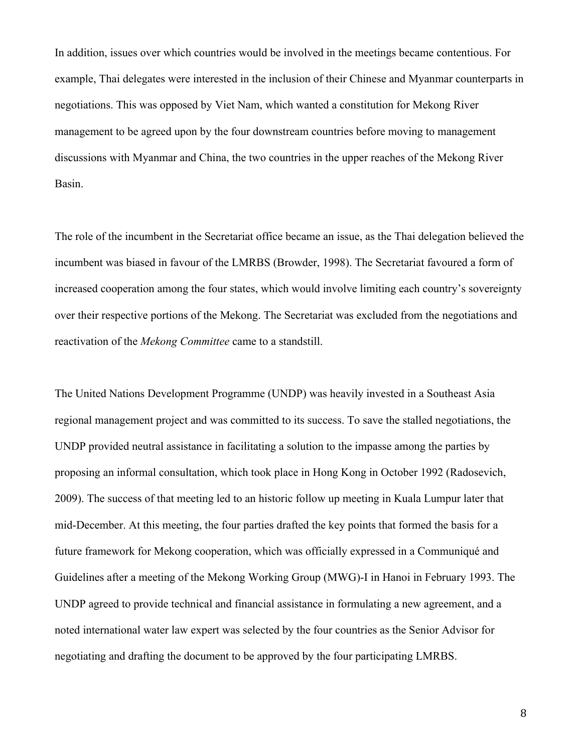In addition, issues over which countries would be involved in the meetings became contentious. For example, Thai delegates were interested in the inclusion of their Chinese and Myanmar counterparts in negotiations. This was opposed by Viet Nam, which wanted a constitution for Mekong River management to be agreed upon by the four downstream countries before moving to management discussions with Myanmar and China, the two countries in the upper reaches of the Mekong River Basin.

The role of the incumbent in the Secretariat office became an issue, as the Thai delegation believed the incumbent was biased in favour of the LMRBS (Browder, 1998). The Secretariat favoured a form of increased cooperation among the four states, which would involve limiting each country's sovereignty over their respective portions of the Mekong. The Secretariat was excluded from the negotiations and reactivation of the *Mekong Committee* came to a standstill.

The United Nations Development Programme (UNDP) was heavily invested in a Southeast Asia regional management project and was committed to its success. To save the stalled negotiations, the UNDP provided neutral assistance in facilitating a solution to the impasse among the parties by proposing an informal consultation, which took place in Hong Kong in October 1992 (Radosevich, 2009). The success of that meeting led to an historic follow up meeting in Kuala Lumpur later that mid-December. At this meeting, the four parties drafted the key points that formed the basis for a future framework for Mekong cooperation, which was officially expressed in a Communiqué and Guidelines after a meeting of the Mekong Working Group (MWG)-I in Hanoi in February 1993. The UNDP agreed to provide technical and financial assistance in formulating a new agreement, and a noted international water law expert was selected by the four countries as the Senior Advisor for negotiating and drafting the document to be approved by the four participating LMRBS.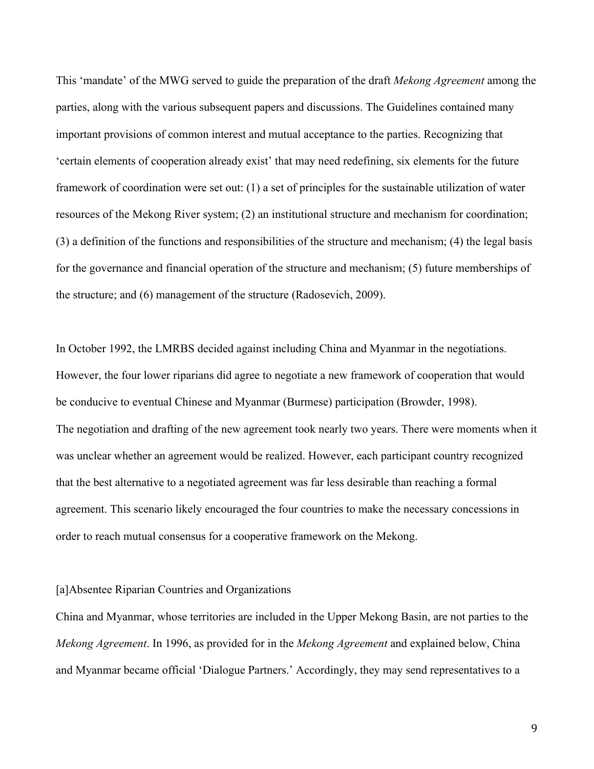This 'mandate' of the MWG served to guide the preparation of the draft *Mekong Agreement* among the parties, along with the various subsequent papers and discussions. The Guidelines contained many important provisions of common interest and mutual acceptance to the parties. Recognizing that 'certain elements of cooperation already exist' that may need redefining, six elements for the future framework of coordination were set out: (1) a set of principles for the sustainable utilization of water resources of the Mekong River system; (2) an institutional structure and mechanism for coordination; (3) a definition of the functions and responsibilities of the structure and mechanism; (4) the legal basis for the governance and financial operation of the structure and mechanism; (5) future memberships of the structure; and (6) management of the structure (Radosevich, 2009).

In October 1992, the LMRBS decided against including China and Myanmar in the negotiations. However, the four lower riparians did agree to negotiate a new framework of cooperation that would be conducive to eventual Chinese and Myanmar (Burmese) participation (Browder, 1998).
The negotiation and drafting of the new agreement took nearly two years. There were moments when it was unclear whether an agreement would be realized. However, each participant country recognized that the best alternative to a negotiated agreement was far less desirable than reaching a formal agreement. This scenario likely encouraged the four countries to make the necessary concessions in order to reach mutual consensus for a cooperative framework on the Mekong.

[a]Absentee Riparian Countries and Organizations

China and Myanmar, whose territories are included in the Upper Mekong Basin, are not parties to the *Mekong Agreement*. In 1996, as provided for in the *Mekong Agreement* and explained below, China and Myanmar became official 'Dialogue Partners.' Accordingly, they may send representatives to a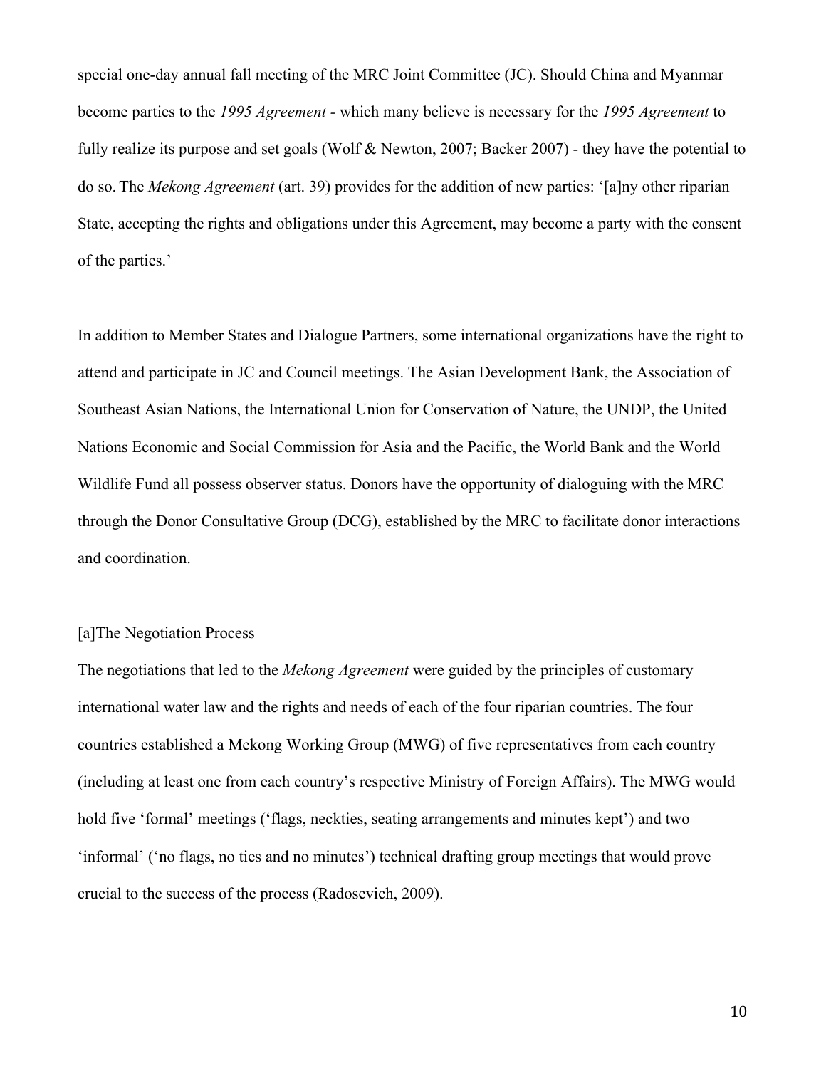special one-day annual fall meeting of the MRC Joint Committee (JC). Should China and Myanmar become parties to the *1995 Agreement* - which many believe is necessary for the *1995 Agreement* to fully realize its purpose and set goals (Wolf & Newton, 2007; Backer 2007) - they have the potential to do so. The *Mekong Agreement* (art. 39) provides for the addition of new parties: '[a]ny other riparian State, accepting the rights and obligations under this Agreement, may become a party with the consent of the parties.'

In addition to Member States and Dialogue Partners, some international organizations have the right to attend and participate in JC and Council meetings. The Asian Development Bank, the Association of Southeast Asian Nations, the International Union for Conservation of Nature, the UNDP, the United Nations Economic and Social Commission for Asia and the Pacific, the World Bank and the World Wildlife Fund all possess observer status. Donors have the opportunity of dialoguing with the MRC through the Donor Consultative Group (DCG), established by the MRC to facilitate donor interactions and coordination.

[a]The Negotiation Process

The negotiations that led to the *Mekong Agreement* were guided by the principles of customary international water law and the rights and needs of each of the four riparian countries. The four countries established a Mekong Working Group (MWG) of five representatives from each country (including at least one from each country's respective Ministry of Foreign Affairs). The MWG would hold five 'formal' meetings ('flags, neckties, seating arrangements and minutes kept') and two 'informal' ('no flags, no ties and no minutes') technical drafting group meetings that would prove crucial to the success of the process (Radosevich, 2009).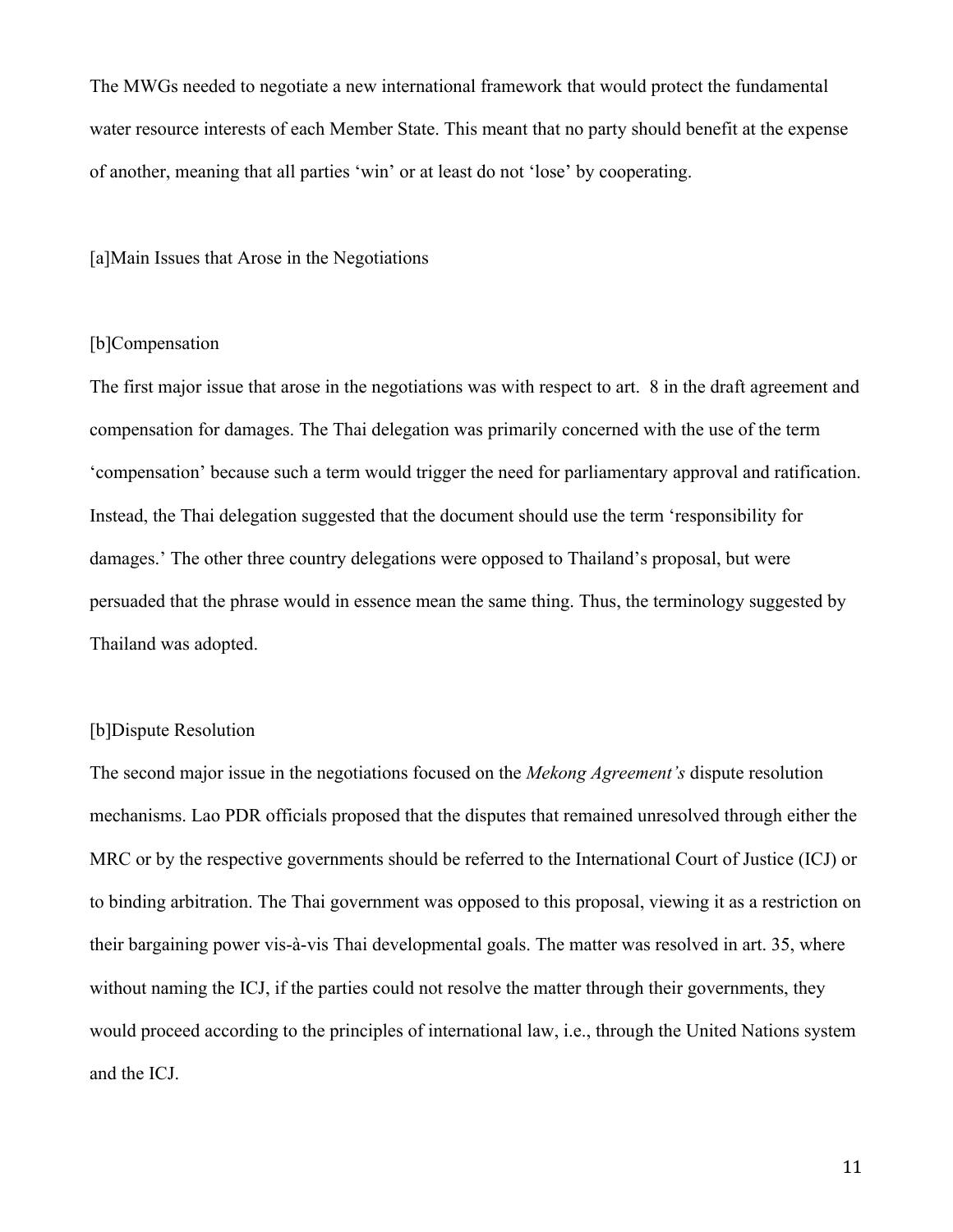The MWGs needed to negotiate a new international framework that would protect the fundamental water resource interests of each Member State. This meant that no party should benefit at the expense of another, meaning that all parties 'win' or at least do not 'lose' by cooperating.

## [a]Main Issues that Arose in the Negotiations

### [b]Compensation

The first major issue that arose in the negotiations was with respect to art. 8 in the draft agreement and compensation for damages. The Thai delegation was primarily concerned with the use of the term 'compensation' because such a term would trigger the need for parliamentary approval and ratification. Instead, the Thai delegation suggested that the document should use the term 'responsibility for damages.' The other three country delegations were opposed to Thailand's proposal, but were persuaded that the phrase would in essence mean the same thing. Thus, the terminology suggested by Thailand was adopted.

### [b]Dispute Resolution

The second major issue in the negotiations focused on the *Mekong Agreement's* dispute resolution mechanisms. Lao PDR officials proposed that the disputes that remained unresolved through either the MRC or by the respective governments should be referred to the International Court of Justice (ICJ) or to binding arbitration. The Thai government was opposed to this proposal, viewing it as a restriction on their bargaining power vis-à-vis Thai developmental goals. The matter was resolved in art. 35, where without naming the ICJ, if the parties could not resolve the matter through their governments, they would proceed according to the principles of international law, i.e., through the United Nations system and the ICJ.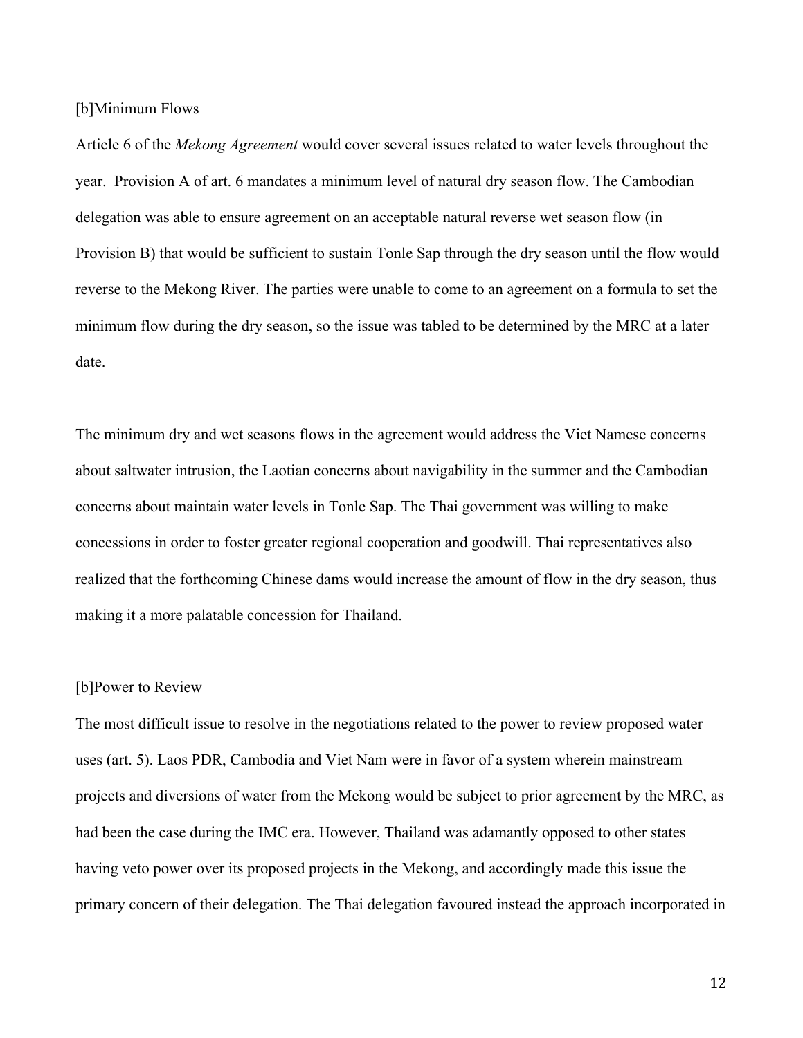[b]Minimum Flows

Article 6 of the *Mekong Agreement* would cover several issues related to water levels throughout the year. Provision A of art. 6 mandates a minimum level of natural dry season flow. The Cambodian delegation was able to ensure agreement on an acceptable natural reverse wet season flow (in Provision B) that would be sufficient to sustain Tonle Sap through the dry season until the flow would reverse to the Mekong River. The parties were unable to come to an agreement on a formula to set the minimum flow during the dry season, so the issue was tabled to be determined by the MRC at a later date.

The minimum dry and wet seasons flows in the agreement would address the Viet Namese concerns about saltwater intrusion, the Laotian concerns about navigability in the summer and the Cambodian concerns about maintain water levels in Tonle Sap. The Thai government was willing to make concessions in order to foster greater regional cooperation and goodwill. Thai representatives also realized that the forthcoming Chinese dams would increase the amount of flow in the dry season, thus making it a more palatable concession for Thailand.

[b]Power to Review

The most difficult issue to resolve in the negotiations related to the power to review proposed water uses (art. 5). Laos PDR, Cambodia and Viet Nam were in favor of a system wherein mainstream projects and diversions of water from the Mekong would be subject to prior agreement by the MRC, as had been the case during the IMC era. However, Thailand was adamantly opposed to other states having veto power over its proposed projects in the Mekong, and accordingly made this issue the primary concern of their delegation. The Thai delegation favoured instead the approach incorporated in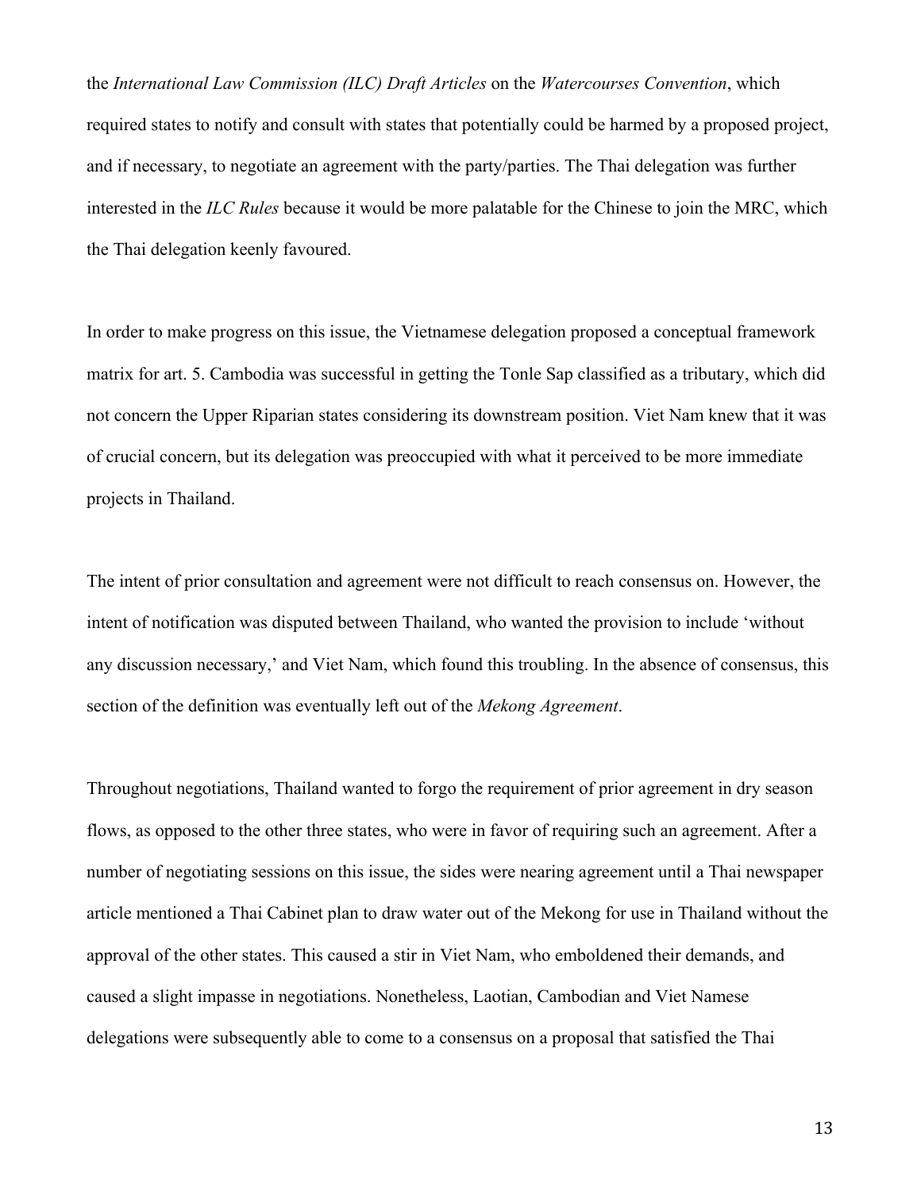the *International Law Commission (ILC) Draft Articles* on the *Watercourses Convention*, which required states to notify and consult with states that potentially could be harmed by a proposed project, and if necessary, to negotiate an agreement with the party/parties. The Thai delegation was further interested in the *ILC Rules* because it would be more palatable for the Chinese to join the MRC, which the Thai delegation keenly favoured.

In order to make progress on this issue, the Vietnamese delegation proposed a conceptual framework matrix for art. 5. Cambodia was successful in getting the Tonle Sap classified as a tributary, which did not concern the Upper Riparian states considering its downstream position. Viet Nam knew that it was of crucial concern, but its delegation was preoccupied with what it perceived to be more immediate projects in Thailand.

The intent of prior consultation and agreement were not difficult to reach consensus on. However, the intent of notification was disputed between Thailand, who wanted the provision to include 'without any discussion necessary,' and Viet Nam, which found this troubling. In the absence of consensus, this section of the definition was eventually left out of the *Mekong Agreement*.

Throughout negotiations, Thailand wanted to forgo the requirement of prior agreement in dry season flows, as opposed to the other three states, who were in favor of requiring such an agreement. After a number of negotiating sessions on this issue, the sides were nearing agreement until a Thai newspaper article mentioned a Thai Cabinet plan to draw water out of the Mekong for use in Thailand without the approval of the other states. This caused a stir in Viet Nam, who emboldened their demands, and caused a slight impasse in negotiations. Nonetheless, Laotian, Cambodian and Viet Namese delegations were subsequently able to come to a consensus on a proposal that satisfied the Thai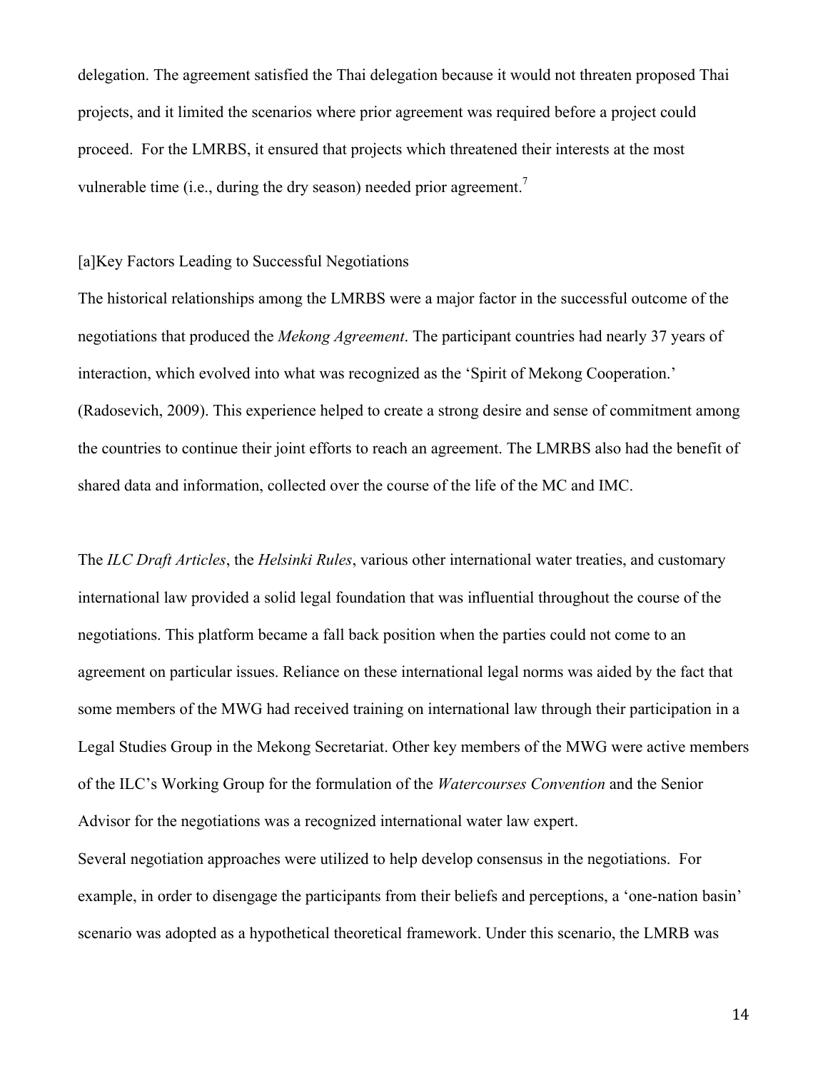delegation. The agreement satisfied the Thai delegation because it would not threaten proposed Thai projects, and it limited the scenarios where prior agreement was required before a project could proceed. For the LMRBS, it ensured that projects which threatened their interests at the most vulnerable time (i.e., during the dry season) needed prior agreement.[7]

## [a]Key Factors Leading to Successful Negotiations

The historical relationships among the LMRBS were a major factor in the successful outcome of the negotiations that produced the *Mekong Agreement*. The participant countries had nearly 37 years of interaction, which evolved into what was recognized as the 'Spirit of Mekong Cooperation.' (Radosevich, 2009). This experience helped to create a strong desire and sense of commitment among the countries to continue their joint efforts to reach an agreement. The LMRBS also had the benefit of shared data and information, collected over the course of the life of the MC and IMC.

The *ILC Draft Articles*, the *Helsinki Rules*, various other international water treaties, and customary international law provided a solid legal foundation that was influential throughout the course of the negotiations. This platform became a fall back position when the parties could not come to an agreement on particular issues. Reliance on these international legal norms was aided by the fact that some members of the MWG had received training on international law through their participation in a Legal Studies Group in the Mekong Secretariat. Other key members of the MWG were active members of the ILC's Working Group for the formulation of the *Watercourses Convention* and the Senior Advisor for the negotiations was a recognized international water law expert.

Several negotiation approaches were utilized to help develop consensus in the negotiations. For example, in order to disengage the participants from their beliefs and perceptions, a 'one-nation basin' scenario was adopted as a hypothetical theoretical framework. Under this scenario, the LMRB was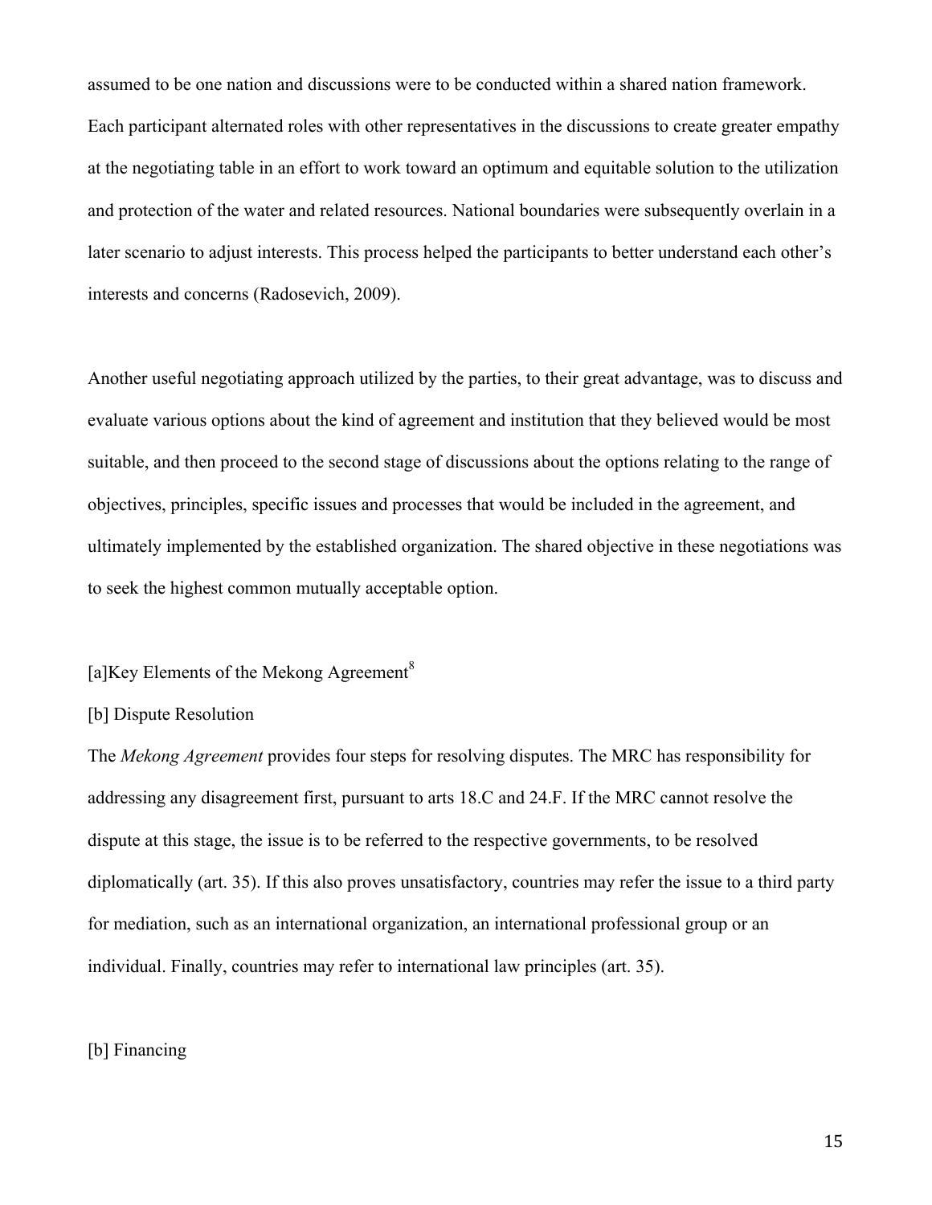assumed to be one nation and discussions were to be conducted within a shared nation framework. Each participant alternated roles with other representatives in the discussions to create greater empathy at the negotiating table in an effort to work toward an optimum and equitable solution to the utilization and protection of the water and related resources. National boundaries were subsequently overlain in a later scenario to adjust interests. This process helped the participants to better understand each other's interests and concerns (Radosevich, 2009).

Another useful negotiating approach utilized by the parties, to their great advantage, was to discuss and evaluate various options about the kind of agreement and institution that they believed would be most suitable, and then proceed to the second stage of discussions about the options relating to the range of objectives, principles, specific issues and processes that would be included in the agreement, and ultimately implemented by the established organization. The shared objective in these negotiations was to seek the highest common mutually acceptable option.

[a]Key Elements of the Mekong Agreement[8]

[b] Dispute Resolution

The *Mekong Agreement* provides four steps for resolving disputes. The MRC has responsibility for addressing any disagreement first, pursuant to arts 18.C and 24.F. If the MRC cannot resolve the dispute at this stage, the issue is to be referred to the respective governments, to be resolved diplomatically (art. 35). If this also proves unsatisfactory, countries may refer the issue to a third party for mediation, such as an international organization, an international professional group or an individual. Finally, countries may refer to international law principles (art. 35).

[b] Financing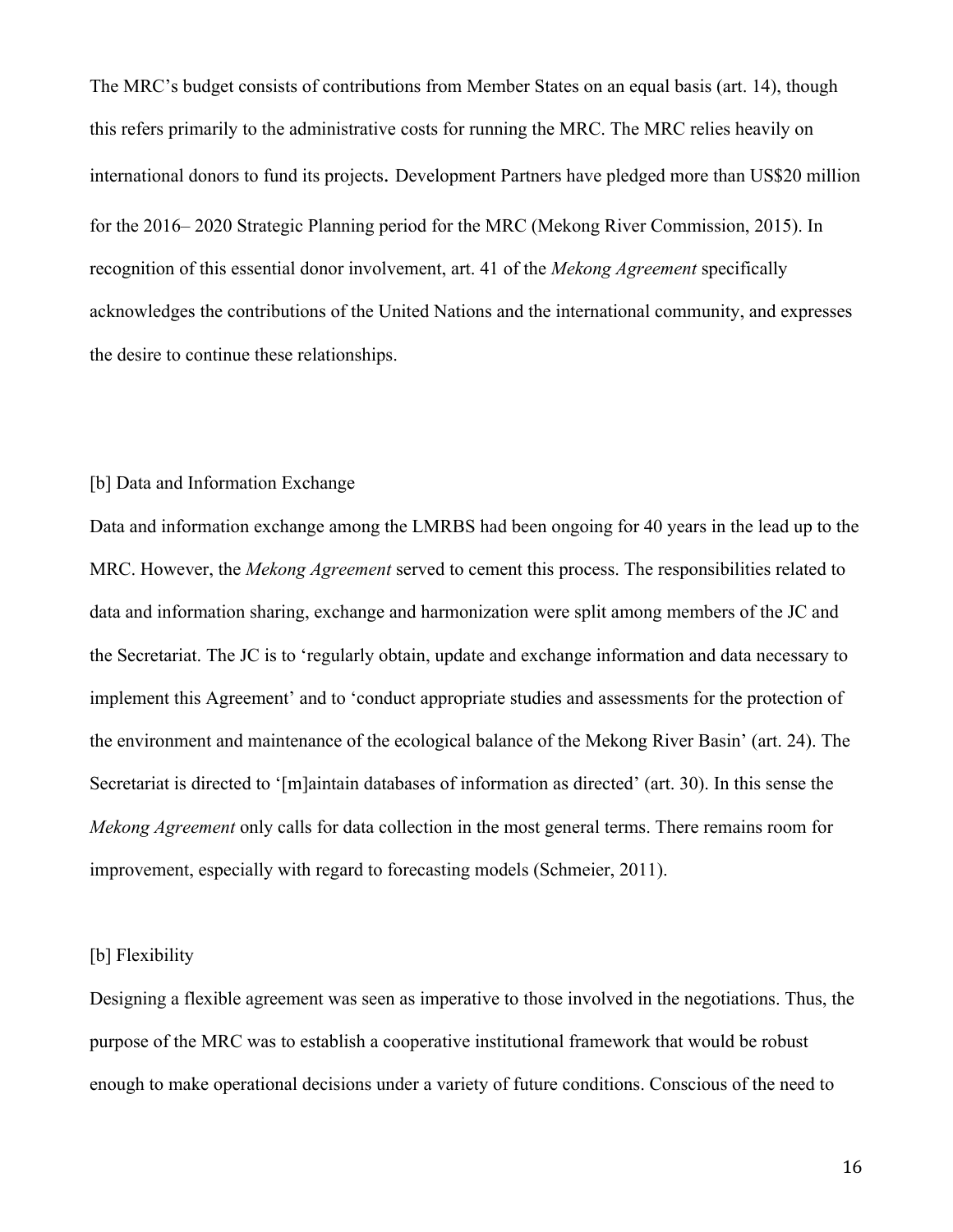The MRC's budget consists of contributions from Member States on an equal basis (art. 14), though this refers primarily to the administrative costs for running the MRC. The MRC relies heavily on international donors to fund its projects. Development Partners have pledged more than US$20 million for the 2016– 2020 Strategic Planning period for the MRC (Mekong River Commission, 2015). In recognition of this essential donor involvement, art. 41 of the *Mekong Agreement* specifically acknowledges the contributions of the United Nations and the international community, and expresses the desire to continue these relationships.

[b] Data and Information Exchange

Data and information exchange among the LMRBS had been ongoing for 40 years in the lead up to the MRC. However, the *Mekong Agreement* served to cement this process. The responsibilities related to data and information sharing, exchange and harmonization were split among members of the JC and the Secretariat. The JC is to 'regularly obtain, update and exchange information and data necessary to implement this Agreement' and to 'conduct appropriate studies and assessments for the protection of the environment and maintenance of the ecological balance of the Mekong River Basin' (art. 24). The Secretariat is directed to '[m]aintain databases of information as directed' (art. 30). In this sense the *Mekong Agreement* only calls for data collection in the most general terms. There remains room for improvement, especially with regard to forecasting models (Schmeier, 2011).

[b] Flexibility

Designing a flexible agreement was seen as imperative to those involved in the negotiations. Thus, the purpose of the MRC was to establish a cooperative institutional framework that would be robust enough to make operational decisions under a variety of future conditions. Conscious of the need to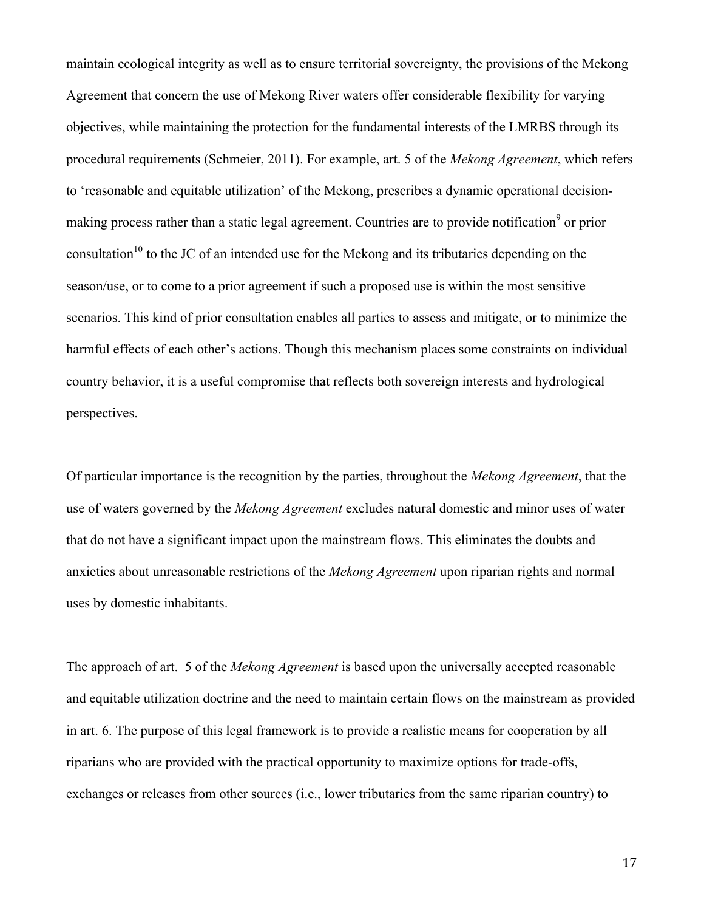maintain ecological integrity as well as to ensure territorial sovereignty, the provisions of the Mekong Agreement that concern the use of Mekong River waters offer considerable flexibility for varying objectives, while maintaining the protection for the fundamental interests of the LMRBS through its procedural requirements (Schmeier, 2011). For example, art. 5 of the *Mekong Agreement*, which refers to 'reasonable and equitable utilization' of the Mekong, prescribes a dynamic operational decision-making process rather than a static legal agreement. Countries are to provide notification[9] or prior consultation[10] to the JC of an intended use for the Mekong and its tributaries depending on the season/use, or to come to a prior agreement if such a proposed use is within the most sensitive scenarios. This kind of prior consultation enables all parties to assess and mitigate, or to minimize the harmful effects of each other's actions. Though this mechanism places some constraints on individual country behavior, it is a useful compromise that reflects both sovereign interests and hydrological perspectives.

Of particular importance is the recognition by the parties, throughout the *Mekong Agreement*, that the use of waters governed by the *Mekong Agreement* excludes natural domestic and minor uses of water that do not have a significant impact upon the mainstream flows. This eliminates the doubts and anxieties about unreasonable restrictions of the *Mekong Agreement* upon riparian rights and normal uses by domestic inhabitants.

The approach of art. 5 of the *Mekong Agreement* is based upon the universally accepted reasonable and equitable utilization doctrine and the need to maintain certain flows on the mainstream as provided in art. 6. The purpose of this legal framework is to provide a realistic means for cooperation by all riparians who are provided with the practical opportunity to maximize options for trade-offs, exchanges or releases from other sources (i.e., lower tributaries from the same riparian country) to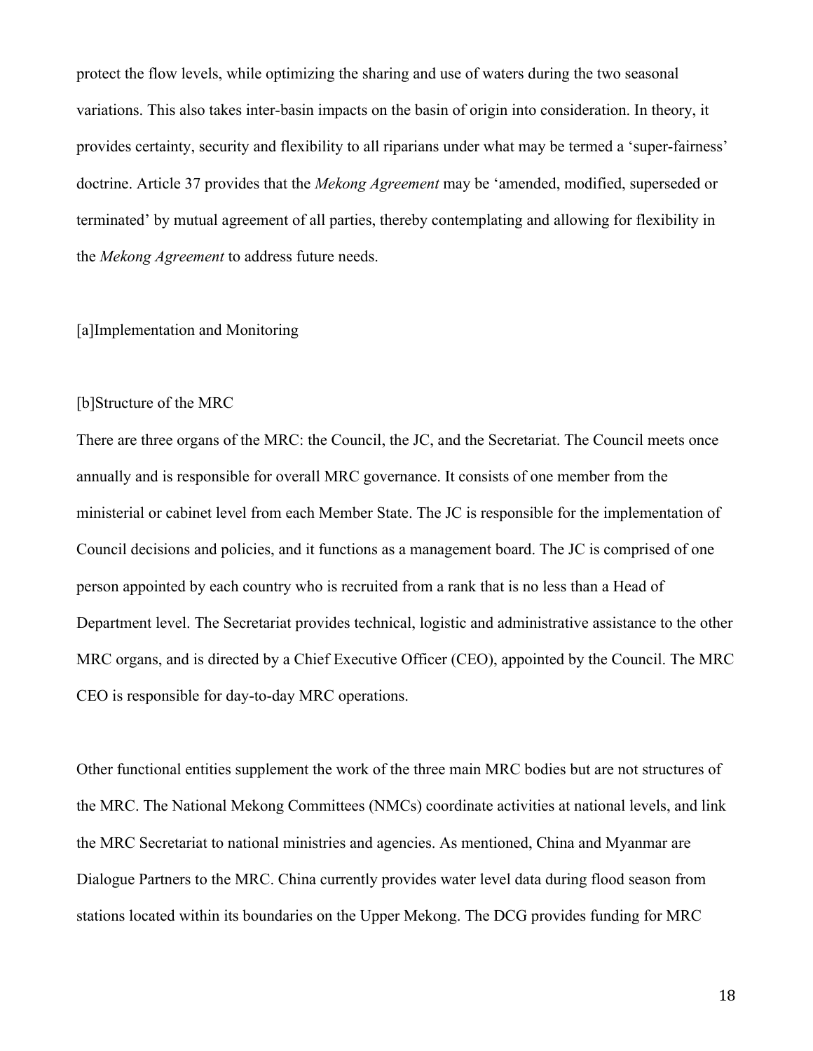protect the flow levels, while optimizing the sharing and use of waters during the two seasonal variations. This also takes inter-basin impacts on the basin of origin into consideration. In theory, it provides certainty, security and flexibility to all riparians under what may be termed a 'super-fairness' doctrine. Article 37 provides that the *Mekong Agreement* may be 'amended, modified, superseded or terminated' by mutual agreement of all parties, thereby contemplating and allowing for flexibility in the *Mekong Agreement* to address future needs.

## [a]Implementation and Monitoring

### [b]Structure of the MRC

There are three organs of the MRC: the Council, the JC, and the Secretariat. The Council meets once annually and is responsible for overall MRC governance. It consists of one member from the ministerial or cabinet level from each Member State. The JC is responsible for the implementation of Council decisions and policies, and it functions as a management board. The JC is comprised of one person appointed by each country who is recruited from a rank that is no less than a Head of Department level. The Secretariat provides technical, logistic and administrative assistance to the other MRC organs, and is directed by a Chief Executive Officer (CEO), appointed by the Council. The MRC CEO is responsible for day-to-day MRC operations.

Other functional entities supplement the work of the three main MRC bodies but are not structures of the MRC. The National Mekong Committees (NMCs) coordinate activities at national levels, and link the MRC Secretariat to national ministries and agencies. As mentioned, China and Myanmar are Dialogue Partners to the MRC. China currently provides water level data during flood season from stations located within its boundaries on the Upper Mekong. The DCG provides funding for MRC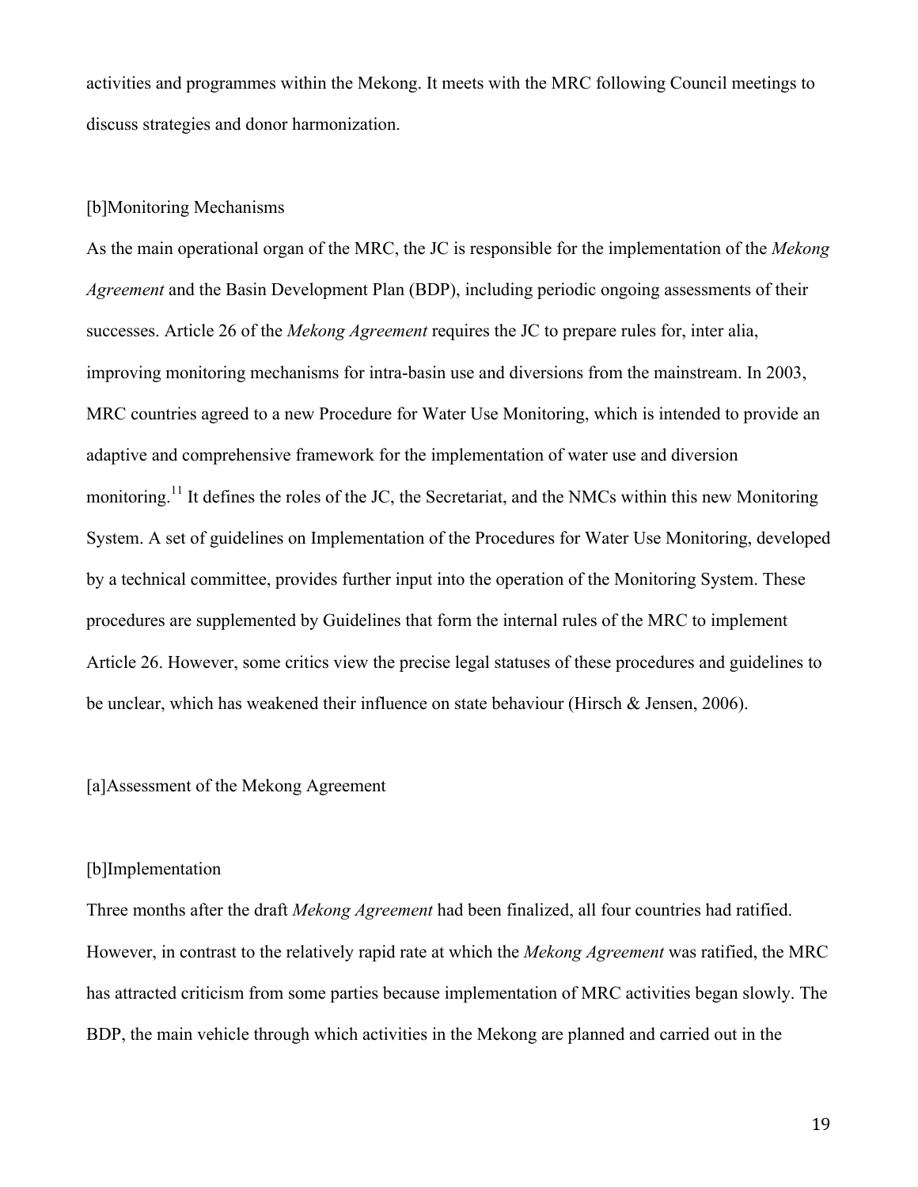activities and programmes within the Mekong. It meets with the MRC following Council meetings to discuss strategies and donor harmonization.

### [b]Monitoring Mechanisms

As the main operational organ of the MRC, the JC is responsible for the implementation of the *Mekong Agreement* and the Basin Development Plan (BDP), including periodic ongoing assessments of their successes. Article 26 of the *Mekong Agreement* requires the JC to prepare rules for, inter alia, improving monitoring mechanisms for intra-basin use and diversions from the mainstream. In 2003, MRC countries agreed to a new Procedure for Water Use Monitoring, which is intended to provide an adaptive and comprehensive framework for the implementation of water use and diversion monitoring.[11] It defines the roles of the JC, the Secretariat, and the NMCs within this new Monitoring System. A set of guidelines on Implementation of the Procedures for Water Use Monitoring, developed by a technical committee, provides further input into the operation of the Monitoring System. These procedures are supplemented by Guidelines that form the internal rules of the MRC to implement Article 26. However, some critics view the precise legal statuses of these procedures and guidelines to be unclear, which has weakened their influence on state behaviour (Hirsch & Jensen, 2006).

## [a]Assessment of the Mekong Agreement

### [b]Implementation

Three months after the draft *Mekong Agreement* had been finalized, all four countries had ratified. However, in contrast to the relatively rapid rate at which the *Mekong Agreement* was ratified, the MRC has attracted criticism from some parties because implementation of MRC activities began slowly. The BDP, the main vehicle through which activities in the Mekong are planned and carried out in the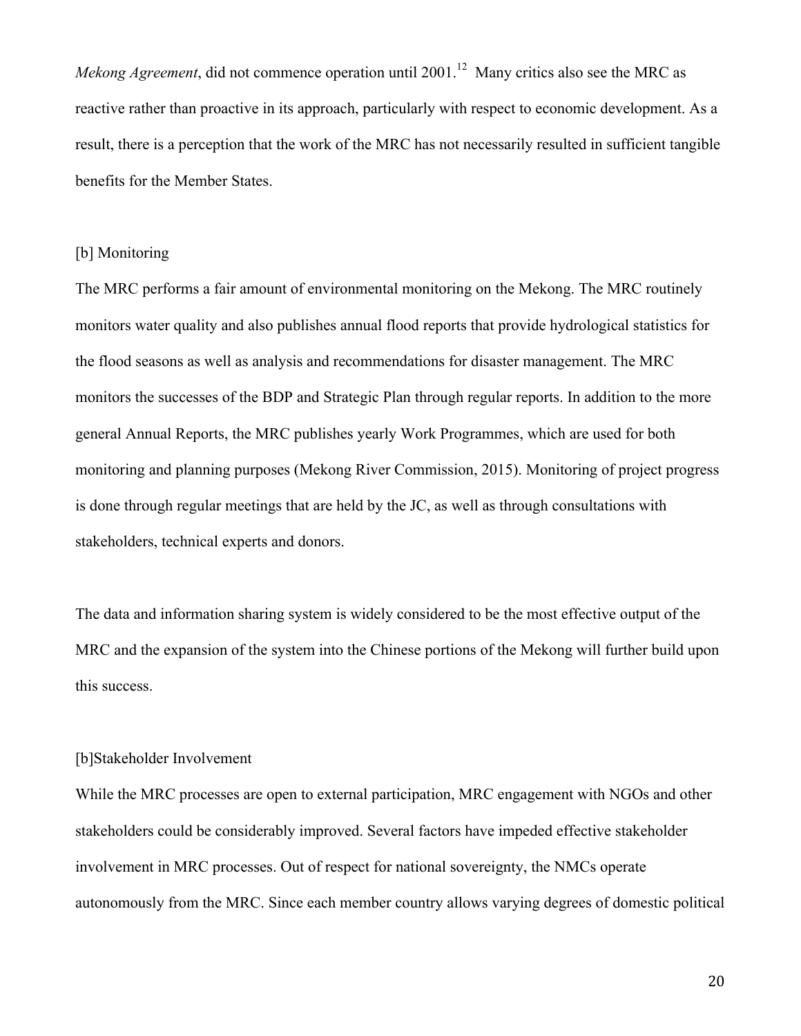*Mekong Agreement*, did not commence operation until 2001.[12] Many critics also see the MRC as reactive rather than proactive in its approach, particularly with respect to economic development. As a result, there is a perception that the work of the MRC has not necessarily resulted in sufficient tangible benefits for the Member States.

[b] Monitoring

The MRC performs a fair amount of environmental monitoring on the Mekong. The MRC routinely monitors water quality and also publishes annual flood reports that provide hydrological statistics for the flood seasons as well as analysis and recommendations for disaster management. The MRC monitors the successes of the BDP and Strategic Plan through regular reports. In addition to the more general Annual Reports, the MRC publishes yearly Work Programmes, which are used for both monitoring and planning purposes (Mekong River Commission, 2015). Monitoring of project progress is done through regular meetings that are held by the JC, as well as through consultations with stakeholders, technical experts and donors.

The data and information sharing system is widely considered to be the most effective output of the MRC and the expansion of the system into the Chinese portions of the Mekong will further build upon this success.

[b]Stakeholder Involvement

While the MRC processes are open to external participation, MRC engagement with NGOs and other stakeholders could be considerably improved. Several factors have impeded effective stakeholder involvement in MRC processes. Out of respect for national sovereignty, the NMCs operate autonomously from the MRC. Since each member country allows varying degrees of domestic political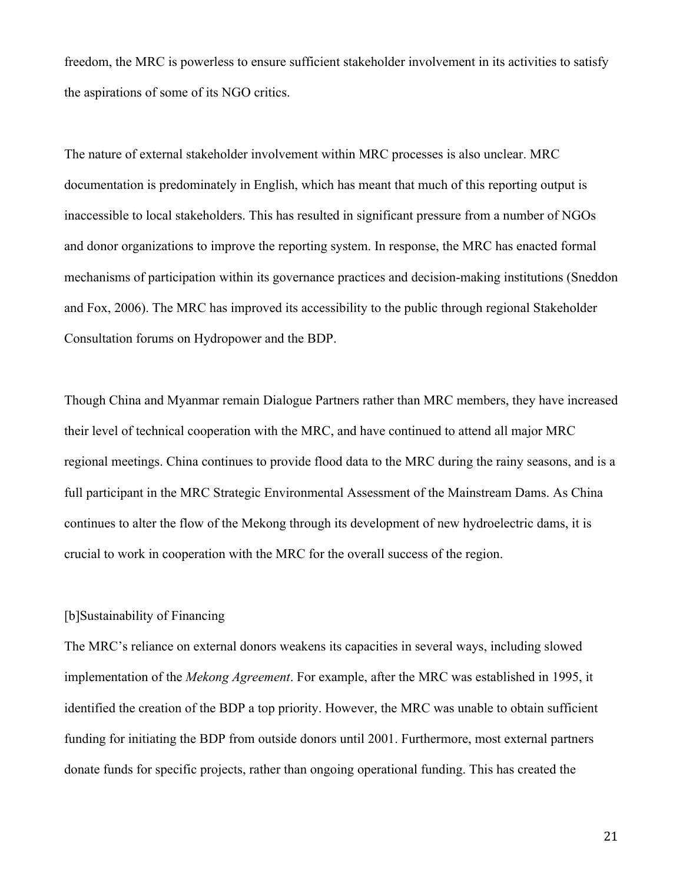freedom, the MRC is powerless to ensure sufficient stakeholder involvement in its activities to satisfy the aspirations of some of its NGO critics.

The nature of external stakeholder involvement within MRC processes is also unclear. MRC documentation is predominately in English, which has meant that much of this reporting output is inaccessible to local stakeholders. This has resulted in significant pressure from a number of NGOs and donor organizations to improve the reporting system. In response, the MRC has enacted formal mechanisms of participation within its governance practices and decision-making institutions (Sneddon and Fox, 2006). The MRC has improved its accessibility to the public through regional Stakeholder Consultation forums on Hydropower and the BDP.

Though China and Myanmar remain Dialogue Partners rather than MRC members, they have increased their level of technical cooperation with the MRC, and have continued to attend all major MRC regional meetings. China continues to provide flood data to the MRC during the rainy seasons, and is a full participant in the MRC Strategic Environmental Assessment of the Mainstream Dams. As China continues to alter the flow of the Mekong through its development of new hydroelectric dams, it is crucial to work in cooperation with the MRC for the overall success of the region.

[b]Sustainability of Financing

The MRC's reliance on external donors weakens its capacities in several ways, including slowed implementation of the *Mekong Agreement*. For example, after the MRC was established in 1995, it identified the creation of the BDP a top priority. However, the MRC was unable to obtain sufficient funding for initiating the BDP from outside donors until 2001. Furthermore, most external partners donate funds for specific projects, rather than ongoing operational funding. This has created the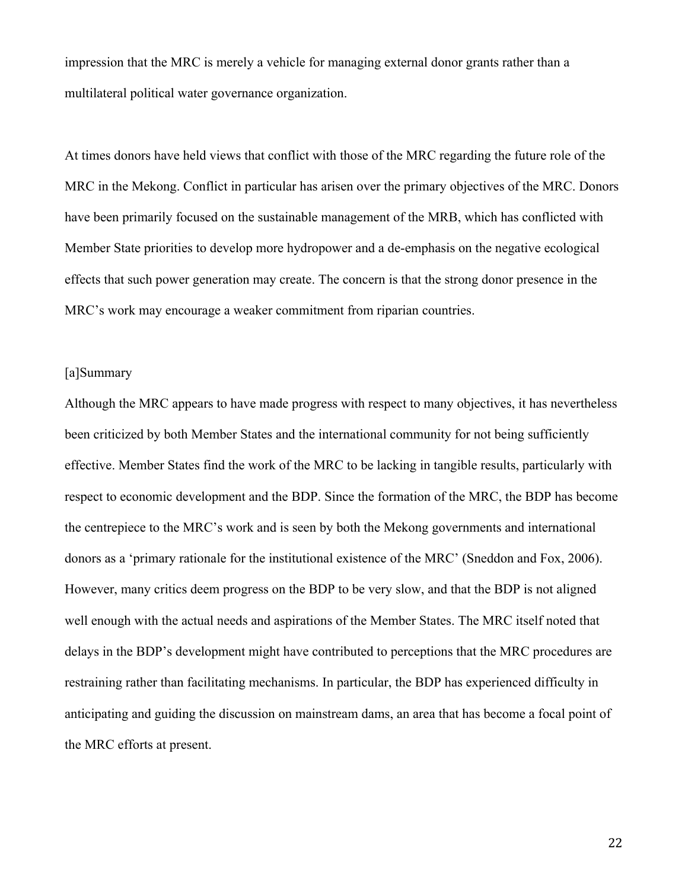impression that the MRC is merely a vehicle for managing external donor grants rather than a multilateral political water governance organization.

At times donors have held views that conflict with those of the MRC regarding the future role of the MRC in the Mekong. Conflict in particular has arisen over the primary objectives of the MRC. Donors have been primarily focused on the sustainable management of the MRB, which has conflicted with Member State priorities to develop more hydropower and a de-emphasis on the negative ecological effects that such power generation may create. The concern is that the strong donor presence in the MRC's work may encourage a weaker commitment from riparian countries.

## [a]Summary

Although the MRC appears to have made progress with respect to many objectives, it has nevertheless been criticized by both Member States and the international community for not being sufficiently effective. Member States find the work of the MRC to be lacking in tangible results, particularly with respect to economic development and the BDP. Since the formation of the MRC, the BDP has become the centrepiece to the MRC's work and is seen by both the Mekong governments and international donors as a 'primary rationale for the institutional existence of the MRC' (Sneddon and Fox, 2006). However, many critics deem progress on the BDP to be very slow, and that the BDP is not aligned well enough with the actual needs and aspirations of the Member States. The MRC itself noted that delays in the BDP's development might have contributed to perceptions that the MRC procedures are restraining rather than facilitating mechanisms. In particular, the BDP has experienced difficulty in anticipating and guiding the discussion on mainstream dams, an area that has become a focal point of the MRC efforts at present.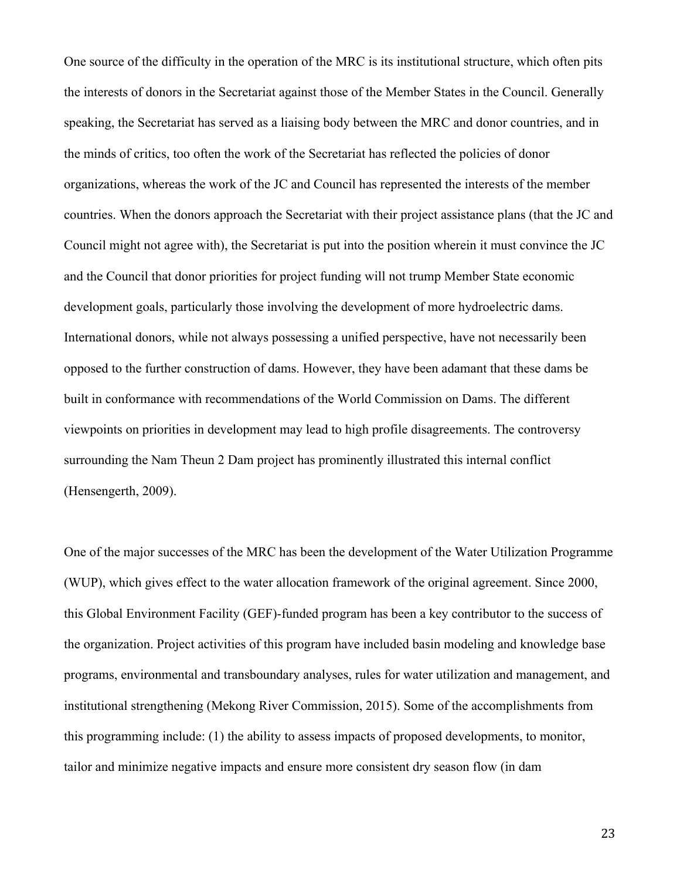One source of the difficulty in the operation of the MRC is its institutional structure, which often pits the interests of donors in the Secretariat against those of the Member States in the Council. Generally speaking, the Secretariat has served as a liaising body between the MRC and donor countries, and in the minds of critics, too often the work of the Secretariat has reflected the policies of donor organizations, whereas the work of the JC and Council has represented the interests of the member countries. When the donors approach the Secretariat with their project assistance plans (that the JC and Council might not agree with), the Secretariat is put into the position wherein it must convince the JC and the Council that donor priorities for project funding will not trump Member State economic development goals, particularly those involving the development of more hydroelectric dams. International donors, while not always possessing a unified perspective, have not necessarily been opposed to the further construction of dams. However, they have been adamant that these dams be built in conformance with recommendations of the World Commission on Dams. The different viewpoints on priorities in development may lead to high profile disagreements. The controversy surrounding the Nam Theun 2 Dam project has prominently illustrated this internal conflict (Hensengerth, 2009).

One of the major successes of the MRC has been the development of the Water Utilization Programme (WUP), which gives effect to the water allocation framework of the original agreement. Since 2000, this Global Environment Facility (GEF)-funded program has been a key contributor to the success of the organization. Project activities of this program have included basin modeling and knowledge base programs, environmental and transboundary analyses, rules for water utilization and management, and institutional strengthening (Mekong River Commission, 2015). Some of the accomplishments from this programming include: (1) the ability to assess impacts of proposed developments, to monitor, tailor and minimize negative impacts and ensure more consistent dry season flow (in dam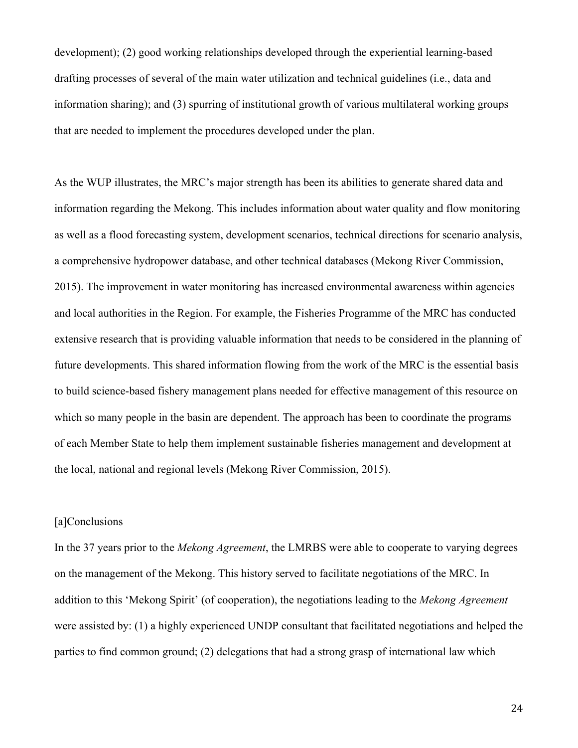development); (2) good working relationships developed through the experiential learning-based drafting processes of several of the main water utilization and technical guidelines (i.e., data and information sharing); and (3) spurring of institutional growth of various multilateral working groups that are needed to implement the procedures developed under the plan.

As the WUP illustrates, the MRC's major strength has been its abilities to generate shared data and information regarding the Mekong. This includes information about water quality and flow monitoring as well as a flood forecasting system, development scenarios, technical directions for scenario analysis, a comprehensive hydropower database, and other technical databases (Mekong River Commission, 2015). The improvement in water monitoring has increased environmental awareness within agencies and local authorities in the Region. For example, the Fisheries Programme of the MRC has conducted extensive research that is providing valuable information that needs to be considered in the planning of future developments. This shared information flowing from the work of the MRC is the essential basis to build science-based fishery management plans needed for effective management of this resource on which so many people in the basin are dependent. The approach has been to coordinate the programs of each Member State to help them implement sustainable fisheries management and development at the local, national and regional levels (Mekong River Commission, 2015).

## [a]Conclusions

In the 37 years prior to the *Mekong Agreement*, the LMRBS were able to cooperate to varying degrees on the management of the Mekong. This history served to facilitate negotiations of the MRC. In addition to this 'Mekong Spirit' (of cooperation), the negotiations leading to the *Mekong Agreement* were assisted by: (1) a highly experienced UNDP consultant that facilitated negotiations and helped the parties to find common ground; (2) delegations that had a strong grasp of international law which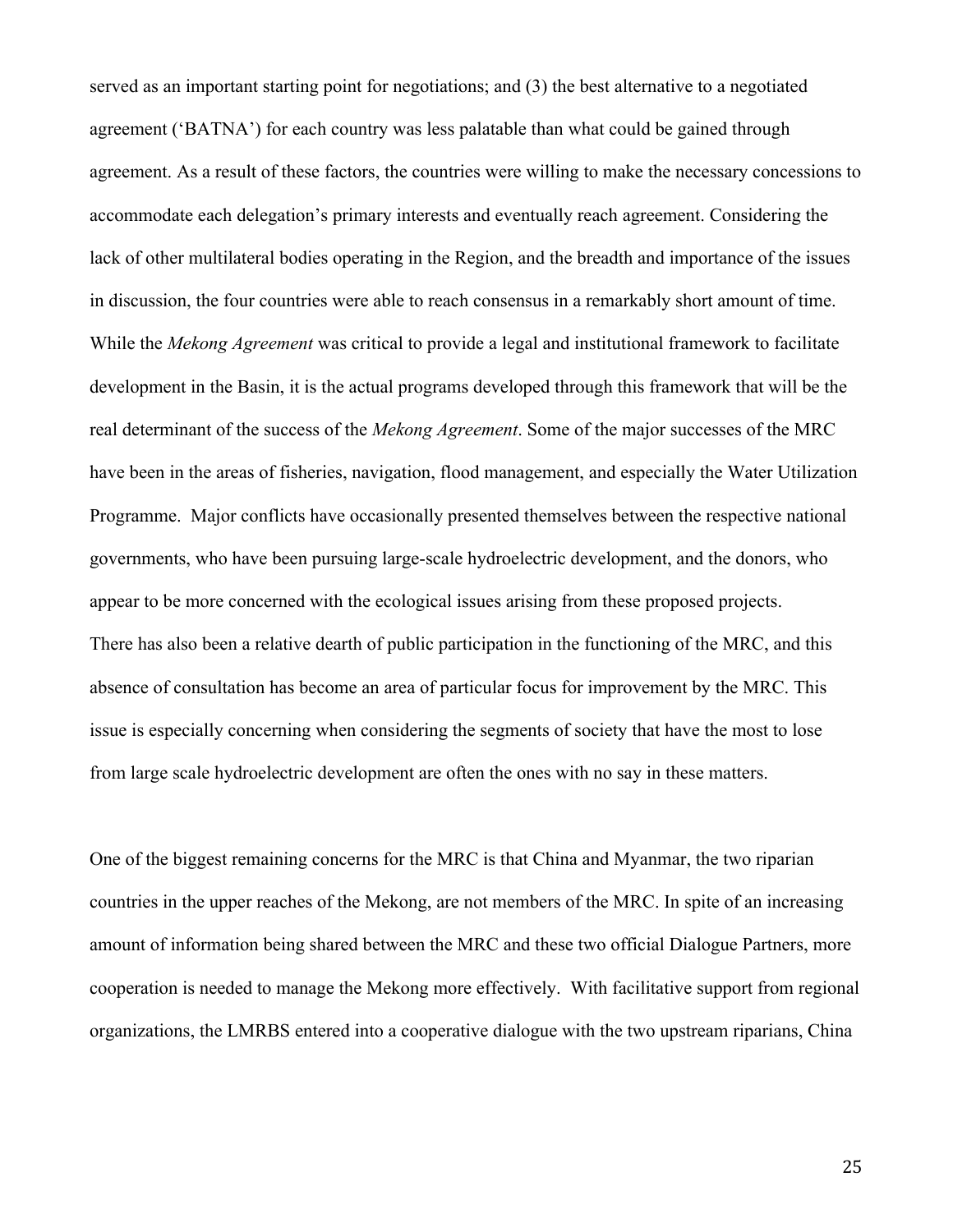served as an important starting point for negotiations; and (3) the best alternative to a negotiated agreement ('BATNA') for each country was less palatable than what could be gained through agreement. As a result of these factors, the countries were willing to make the necessary concessions to accommodate each delegation's primary interests and eventually reach agreement. Considering the lack of other multilateral bodies operating in the Region, and the breadth and importance of the issues in discussion, the four countries were able to reach consensus in a remarkably short amount of time. While the *Mekong Agreement* was critical to provide a legal and institutional framework to facilitate development in the Basin, it is the actual programs developed through this framework that will be the real determinant of the success of the *Mekong Agreement*. Some of the major successes of the MRC have been in the areas of fisheries, navigation, flood management, and especially the Water Utilization Programme. Major conflicts have occasionally presented themselves between the respective national governments, who have been pursuing large-scale hydroelectric development, and the donors, who appear to be more concerned with the ecological issues arising from these proposed projects. There has also been a relative dearth of public participation in the functioning of the MRC, and this absence of consultation has become an area of particular focus for improvement by the MRC. This issue is especially concerning when considering the segments of society that have the most to lose from large scale hydroelectric development are often the ones with no say in these matters.

One of the biggest remaining concerns for the MRC is that China and Myanmar, the two riparian countries in the upper reaches of the Mekong, are not members of the MRC. In spite of an increasing amount of information being shared between the MRC and these two official Dialogue Partners, more cooperation is needed to manage the Mekong more effectively. With facilitative support from regional organizations, the LMRBS entered into a cooperative dialogue with the two upstream riparians, China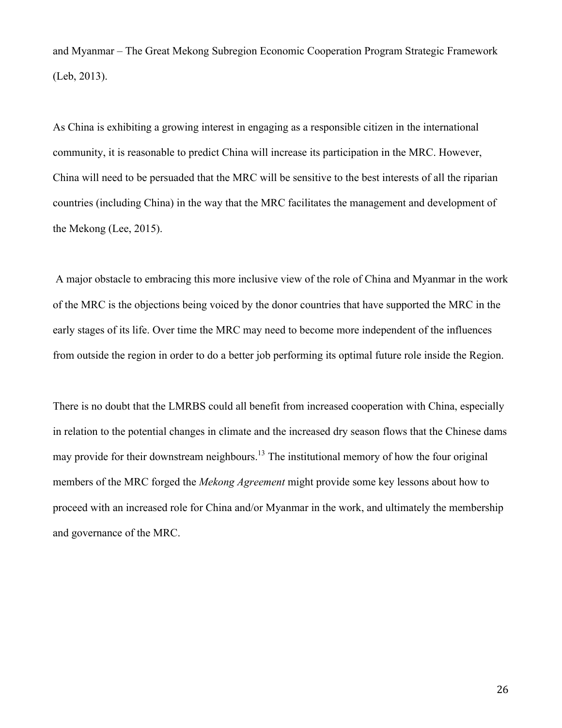and Myanmar – The Great Mekong Subregion Economic Cooperation Program Strategic Framework (Leb, 2013).

As China is exhibiting a growing interest in engaging as a responsible citizen in the international community, it is reasonable to predict China will increase its participation in the MRC. However, China will need to be persuaded that the MRC will be sensitive to the best interests of all the riparian countries (including China) in the way that the MRC facilitates the management and development of the Mekong (Lee, 2015).

A major obstacle to embracing this more inclusive view of the role of China and Myanmar in the work of the MRC is the objections being voiced by the donor countries that have supported the MRC in the early stages of its life. Over time the MRC may need to become more independent of the influences from outside the region in order to do a better job performing its optimal future role inside the Region.

There is no doubt that the LMRBS could all benefit from increased cooperation with China, especially in relation to the potential changes in climate and the increased dry season flows that the Chinese dams may provide for their downstream neighbours.[13] The institutional memory of how the four original members of the MRC forged the *Mekong Agreement* might provide some key lessons about how to proceed with an increased role for China and/or Myanmar in the work, and ultimately the membership and governance of the MRC.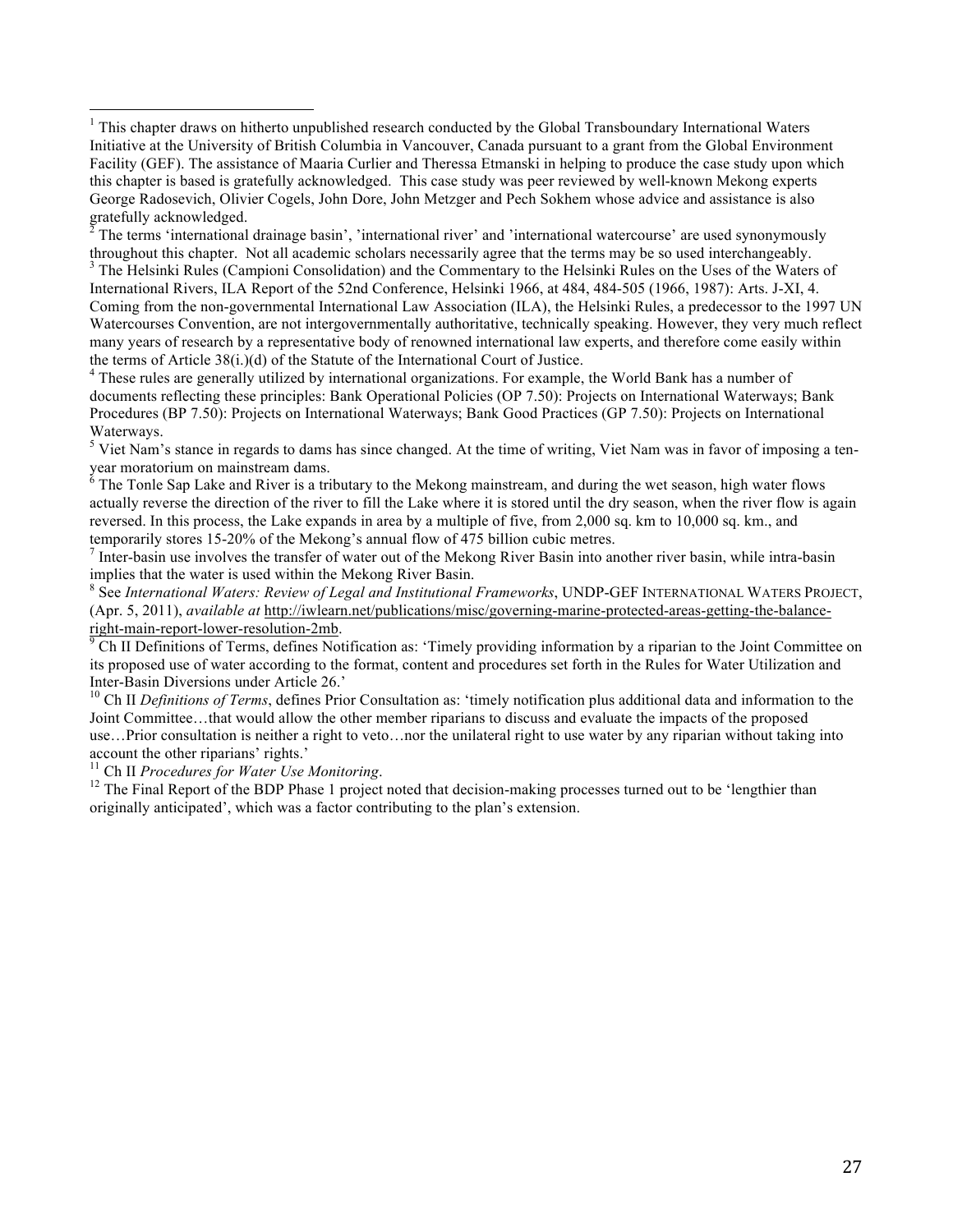[1] This chapter draws on hitherto unpublished research conducted by the Global Transboundary International Waters Initiative at the University of British Columbia in Vancouver, Canada pursuant to a grant from the Global Environment Facility (GEF). The assistance of Maaria Curlier and Theressa Etmanski in helping to produce the case study upon which this chapter is based is gratefully acknowledged. This case study was peer reviewed by well-known Mekong experts George Radosevich, Olivier Cogels, John Dore, John Metzger and Pech Sokhem whose advice and assistance is also gratefully acknowledged.

[2] The terms 'international drainage basin', 'international river' and 'international watercourse' are used synonymously throughout this chapter. Not all academic scholars necessarily agree that the terms may be so used interchangeably.

[3] The Helsinki Rules (Campioni Consolidation) and the Commentary to the Helsinki Rules on the Uses of the Waters of International Rivers, ILA Report of the 52nd Conference, Helsinki 1966, at 484, 484-505 (1966, 1987): Arts. J-XI, 4. Coming from the non-governmental International Law Association (ILA), the Helsinki Rules, a predecessor to the 1997 UN Watercourses Convention, are not intergovernmentally authoritative, technically speaking. However, they very much reflect many years of research by a representative body of renowned international law experts, and therefore come easily within the terms of Article 38(i.)(d) of the Statute of the International Court of Justice.

[4] These rules are generally utilized by international organizations. For example, the World Bank has a number of documents reflecting these principles: Bank Operational Policies (OP 7.50): Projects on International Waterways; Bank Procedures (BP 7.50): Projects on International Waterways; Bank Good Practices (GP 7.50): Projects on International Waterways.

[5] Viet Nam's stance in regards to dams has since changed. At the time of writing, Viet Nam was in favor of imposing a ten-year moratorium on mainstream dams.

[6] The Tonle Sap Lake and River is a tributary to the Mekong mainstream, and during the wet season, high water flows actually reverse the direction of the river to fill the Lake where it is stored until the dry season, when the river flow is again reversed. In this process, the Lake expands in area by a multiple of five, from 2,000 sq. km to 10,000 sq. km., and temporarily stores 15-20% of the Mekong's annual flow of 475 billion cubic metres.

[7] Inter-basin use involves the transfer of water out of the Mekong River Basin into another river basin, while intra-basin implies that the water is used within the Mekong River Basin.

[8] See *International Waters: Review of Legal and Institutional Frameworks*, UNDP-GEF INTERNATIONAL WATERS PROJECT, (Apr. 5, 2011), *available at* http://iwlearn.net/publications/misc/governing-marine-protected-areas-getting-the-balance-right-main-report-lower-resolution-2mb.

[9] Ch II Definitions of Terms, defines Notification as: 'Timely providing information by a riparian to the Joint Committee on its proposed use of water according to the format, content and procedures set forth in the Rules for Water Utilization and Inter-Basin Diversions under Article 26.'

[10] Ch II *Definitions of Terms*, defines Prior Consultation as: 'timely notification plus additional data and information to the Joint Committee…that would allow the other member riparians to discuss and evaluate the impacts of the proposed use…Prior consultation is neither a right to veto…nor the unilateral right to use water by any riparian without taking into account the other riparians' rights.'

[11] Ch II *Procedures for Water Use Monitoring*.

[12] The Final Report of the BDP Phase 1 project noted that decision-making processes turned out to be 'lengthier than originally anticipated', which was a factor contributing to the plan's extension.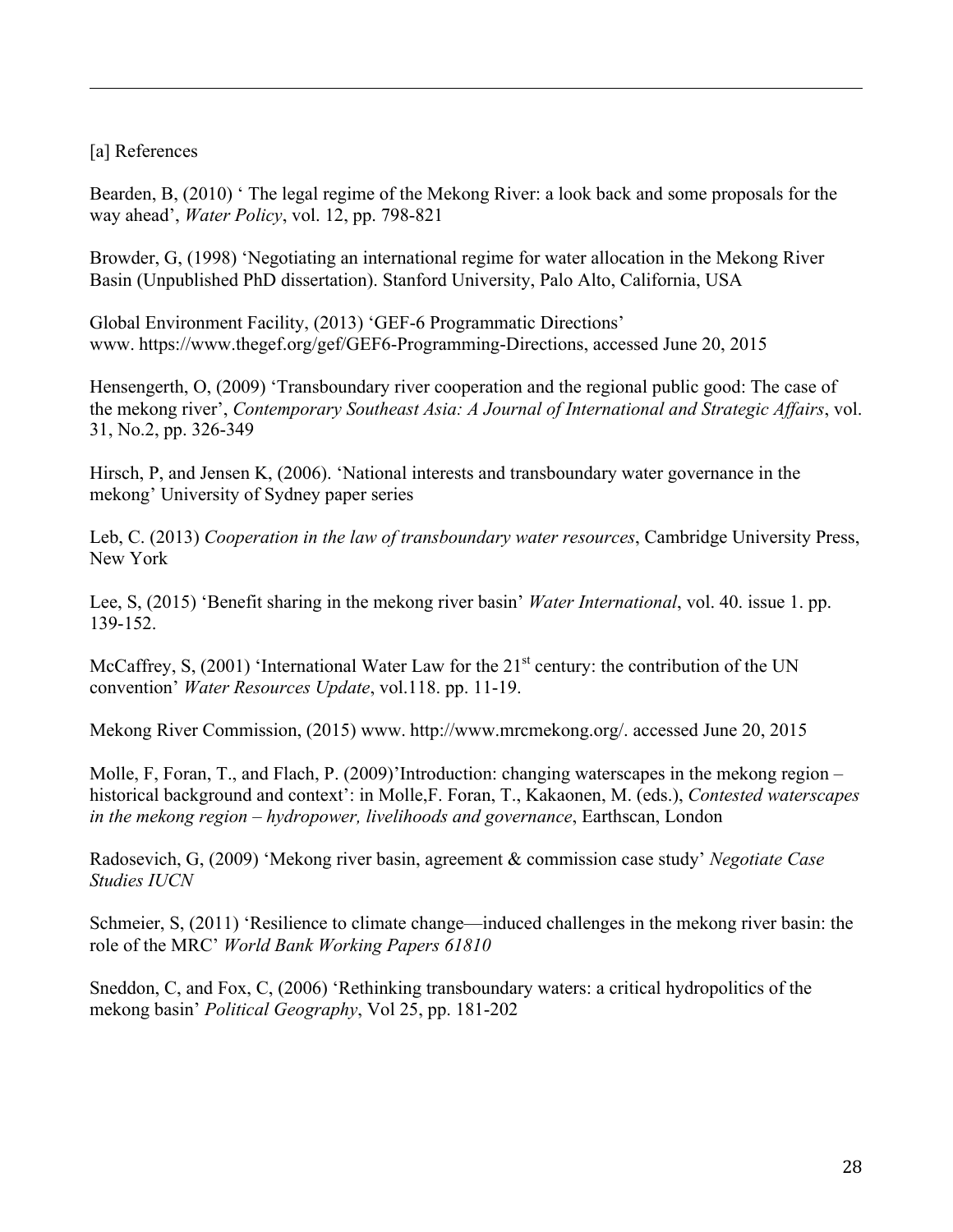[a] References

Bearden, B, (2010) ' The legal regime of the Mekong River: a look back and some proposals for the way ahead', *Water Policy*, vol. 12, pp. 798-821

Browder, G, (1998) 'Negotiating an international regime for water allocation in the Mekong River Basin (Unpublished PhD dissertation). Stanford University, Palo Alto, California, USA

Global Environment Facility, (2013) 'GEF-6 Programmatic Directions' www. https://www.thegef.org/gef/GEF6-Programming-Directions, accessed June 20, 2015

Hensengerth, O, (2009) 'Transboundary river cooperation and the regional public good: The case of the mekong river', *Contemporary Southeast Asia: A Journal of International and Strategic Affairs*, vol. 31, No.2, pp. 326-349

Hirsch, P, and Jensen K, (2006). 'National interests and transboundary water governance in the mekong' University of Sydney paper series

Leb, C. (2013) *Cooperation in the law of transboundary water resources*, Cambridge University Press, New York

Lee, S, (2015) 'Benefit sharing in the mekong river basin' *Water International*, vol. 40. issue 1. pp. 139-152.

McCaffrey, S, (2001) 'International Water Law for the 21st century: the contribution of the UN convention' *Water Resources Update*, vol.118. pp. 11-19.

Mekong River Commission, (2015) www. http://www.mrcmekong.org/. accessed June 20, 2015

Molle, F, Foran, T., and Flach, P. (2009)'Introduction: changing waterscapes in the mekong region – historical background and context': in Molle,F. Foran, T., Kakaonen, M. (eds.), *Contested waterscapes in the mekong region – hydropower, livelihoods and governance*, Earthscan, London

Radosevich, G, (2009) 'Mekong river basin, agreement & commission case study' *Negotiate Case Studies IUCN*

Schmeier, S, (2011) 'Resilience to climate change—induced challenges in the mekong river basin: the role of the MRC' *World Bank Working Papers 61810*

Sneddon, C, and Fox, C, (2006) 'Rethinking transboundary waters: a critical hydropolitics of the mekong basin' *Political Geography*, Vol 25, pp. 181-202